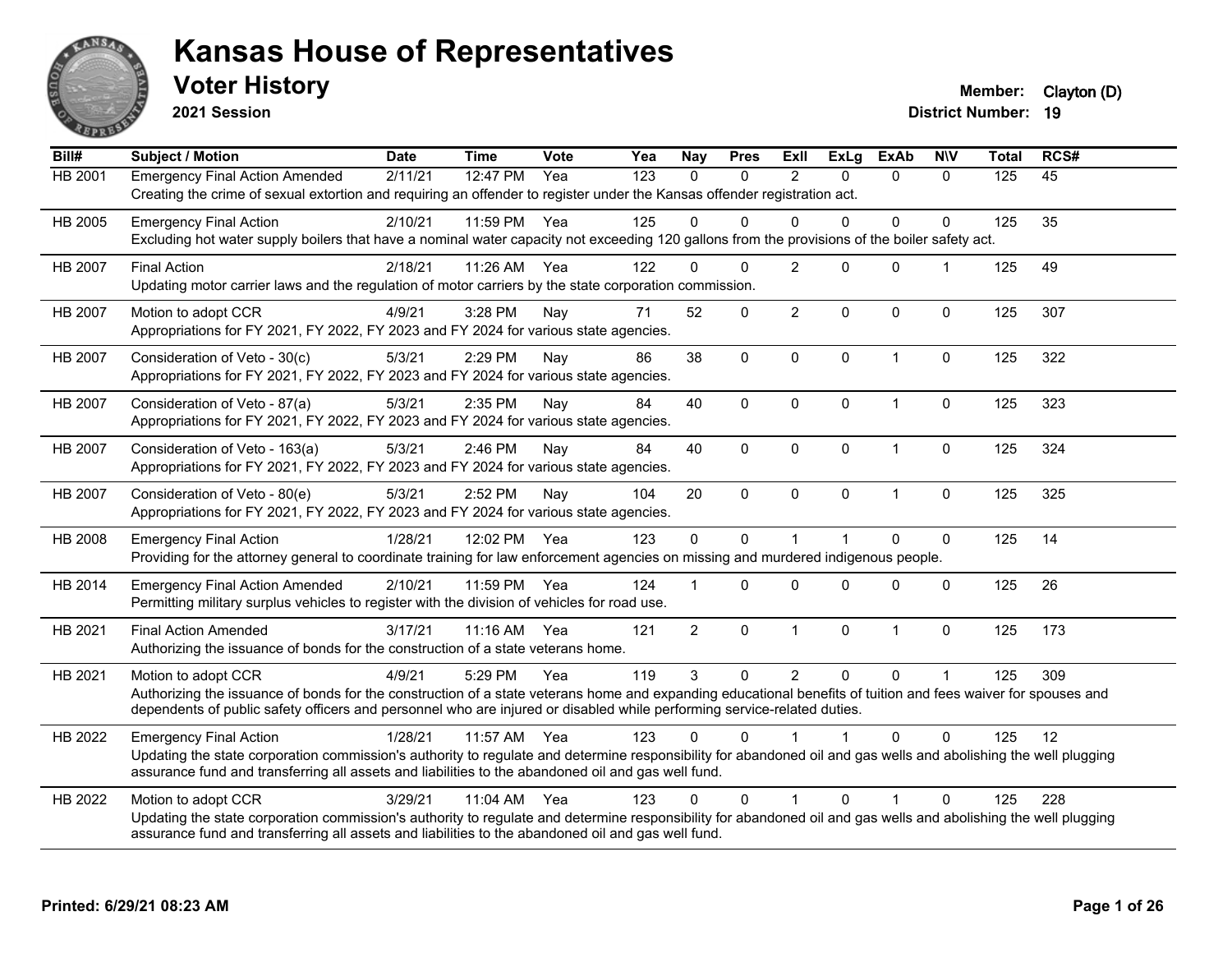# Kansas House of Representatives

## Voter History

**2021 Session**

**Member:** Clayton (D)

**District Number:** 19

| Bill# | Subject / Motion | Date | Time | Vote | Yea | Nay | Pres | ExII | ExLg | ExAb | N\V | Total | RCS# |
|---|---|---|---|---|---|---|---|---|---|---|---|---|---|
| HB 2001 | Emergency Final Action Amended | 2/11/21 | 12:47 PM | Yea | 123 | 0 | 0 | 2 | 0 | 0 | 0 | 125 | 45 |
| | Creating the crime of sexual extortion and requiring an offender to register under the Kansas offender registration act. | | | | | | | | | | | | |
| HB 2005 | Emergency Final Action | 2/10/21 | 11:59 PM | Yea | 125 | 0 | 0 | 0 | 0 | 0 | 0 | 125 | 35 |
| | Excluding hot water supply boilers that have a nominal water capacity not exceeding 120 gallons from the provisions of the boiler safety act. | | | | | | | | | | | | |
| HB 2007 | Final Action | 2/18/21 | 11:26 AM | Yea | 122 | 0 | 0 | 2 | 0 | 0 | 1 | 125 | 49 |
| | Updating motor carrier laws and the regulation of motor carriers by the state corporation commission. | | | | | | | | | | | | |
| HB 2007 | Motion to adopt CCR | 4/9/21 | 3:28 PM | Nay | 71 | 52 | 0 | 2 | 0 | 0 | 0 | 125 | 307 |
| | Appropriations for FY 2021, FY 2022, FY 2023 and FY 2024 for various state agencies. | | | | | | | | | | | | |
| HB 2007 | Consideration of Veto - 30(c) | 5/3/21 | 2:29 PM | Nay | 86 | 38 | 0 | 0 | 0 | 1 | 0 | 125 | 322 |
| | Appropriations for FY 2021, FY 2022, FY 2023 and FY 2024 for various state agencies. | | | | | | | | | | | | |
| HB 2007 | Consideration of Veto - 87(a) | 5/3/21 | 2:35 PM | Nay | 84 | 40 | 0 | 0 | 0 | 1 | 0 | 125 | 323 |
| | Appropriations for FY 2021, FY 2022, FY 2023 and FY 2024 for various state agencies. | | | | | | | | | | | | |
| HB 2007 | Consideration of Veto - 163(a) | 5/3/21 | 2:46 PM | Nay | 84 | 40 | 0 | 0 | 0 | 1 | 0 | 125 | 324 |
| | Appropriations for FY 2021, FY 2022, FY 2023 and FY 2024 for various state agencies. | | | | | | | | | | | | |
| HB 2007 | Consideration of Veto - 80(e) | 5/3/21 | 2:52 PM | Nay | 104 | 20 | 0 | 0 | 0 | 1 | 0 | 125 | 325 |
| | Appropriations for FY 2021, FY 2022, FY 2023 and FY 2024 for various state agencies. | | | | | | | | | | | | |
| HB 2008 | Emergency Final Action | 1/28/21 | 12:02 PM | Yea | 123 | 0 | 0 | 1 | 1 | 0 | 0 | 125 | 14 |
| | Providing for the attorney general to coordinate training for law enforcement agencies on missing and murdered indigenous people. | | | | | | | | | | | | |
| HB 2014 | Emergency Final Action Amended | 2/10/21 | 11:59 PM | Yea | 124 | 1 | 0 | 0 | 0 | 0 | 0 | 125 | 26 |
| | Permitting military surplus vehicles to register with the division of vehicles for road use. | | | | | | | | | | | | |
| HB 2021 | Final Action Amended | 3/17/21 | 11:16 AM | Yea | 121 | 2 | 0 | 1 | 0 | 1 | 0 | 125 | 173 |
| | Authorizing the issuance of bonds for the construction of a state veterans home. | | | | | | | | | | | | |
| HB 2021 | Motion to adopt CCR | 4/9/21 | 5:29 PM | Yea | 119 | 3 | 0 | 2 | 0 | 0 | 1 | 125 | 309 |
| | Authorizing the issuance of bonds for the construction of a state veterans home and expanding educational benefits of tuition and fees waiver for spouses and dependents of public safety officers and personnel who are injured or disabled while performing service-related duties. | | | | | | | | | | | | |
| HB 2022 | Emergency Final Action | 1/28/21 | 11:57 AM | Yea | 123 | 0 | 0 | 1 | 1 | 0 | 0 | 125 | 12 |
| | Updating the state corporation commission's authority to regulate and determine responsibility for abandoned oil and gas wells and abolishing the well plugging assurance fund and transferring all assets and liabilities to the abandoned oil and gas well fund. | | | | | | | | | | | | |
| HB 2022 | Motion to adopt CCR | 3/29/21 | 11:04 AM | Yea | 123 | 0 | 0 | 1 | 0 | 1 | 0 | 125 | 228 |
| | Updating the state corporation commission's authority to regulate and determine responsibility for abandoned oil and gas wells and abolishing the well plugging assurance fund and transferring all assets and liabilities to the abandoned oil and gas well fund. | | | | | | | | | | | | |

**Printed: 6/29/21 08:23 AM**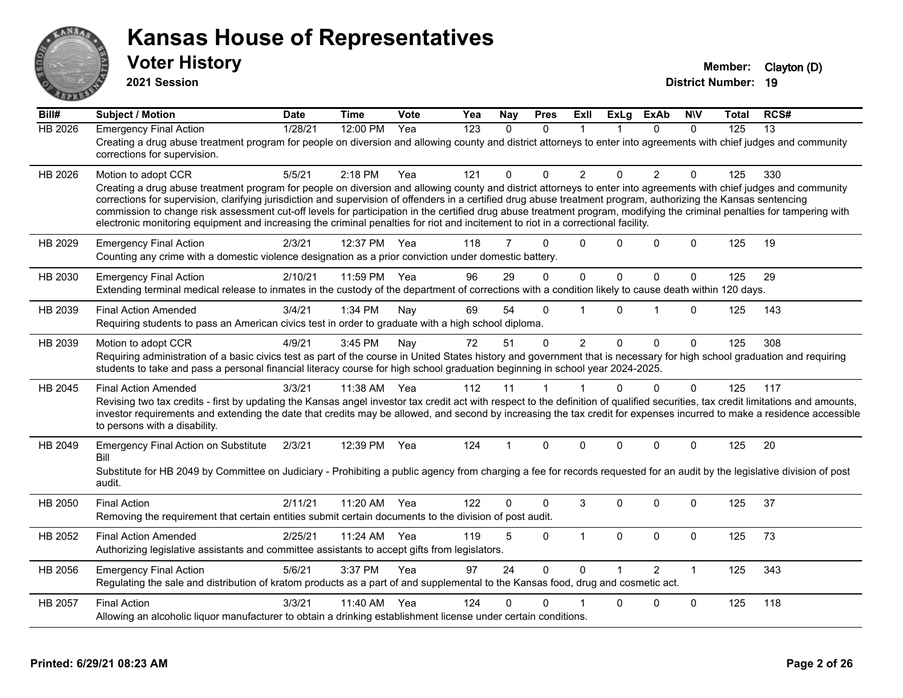# Kansas House of Representatives

## Voter History

**2021 Session**

**Member:** Clayton (D)
**District Number:** 19

| Bill# | Subject / Motion | Date | Time | Vote | Yea | Nay | Pres | ExII | ExLg | ExAb | N\V | Total | RCS# |
|---|---|---|---|---|---|---|---|---|---|---|---|---|---|
| HB 2026 | Emergency Final Action | 1/28/21 | 12:00 PM | Yea | 123 | 0 | 0 | 1 | 1 | 0 | 0 | 125 | 13 |
| | Creating a drug abuse treatment program for people on diversion and allowing county and district attorneys to enter into agreements with chief judges and community corrections for supervision. | | | | | | | | | | | | |
| HB 2026 | Motion to adopt CCR | 5/5/21 | 2:18 PM | Yea | 121 | 0 | 0 | 2 | 0 | 2 | 0 | 125 | 330 |
| | Creating a drug abuse treatment program for people on diversion and allowing county and district attorneys to enter into agreements with chief judges and community corrections for supervision, clarifying jurisdiction and supervision of offenders in a certified drug abuse treatment program, authorizing the Kansas sentencing commission to change risk assessment cut-off levels for participation in the certified drug abuse treatment program, modifying the criminal penalties for tampering with electronic monitoring equipment and increasing the criminal penalties for riot and incitement to riot in a correctional facility. | | | | | | | | | | | | |
| HB 2029 | Emergency Final Action | 2/3/21 | 12:37 PM | Yea | 118 | 7 | 0 | 0 | 0 | 0 | 0 | 125 | 19 |
| | Counting any crime with a domestic violence designation as a prior conviction under domestic battery. | | | | | | | | | | | | |
| HB 2030 | Emergency Final Action | 2/10/21 | 11:59 PM | Yea | 96 | 29 | 0 | 0 | 0 | 0 | 0 | 125 | 29 |
| | Extending terminal medical release to inmates in the custody of the department of corrections with a condition likely to cause death within 120 days. | | | | | | | | | | | | |
| HB 2039 | Final Action Amended | 3/4/21 | 1:34 PM | Nay | 69 | 54 | 0 | 1 | 0 | 1 | 0 | 125 | 143 |
| | Requiring students to pass an American civics test in order to graduate with a high school diploma. | | | | | | | | | | | | |
| HB 2039 | Motion to adopt CCR | 4/9/21 | 3:45 PM | Nay | 72 | 51 | 0 | 2 | 0 | 0 | 0 | 125 | 308 |
| | Requiring administration of a basic civics test as part of the course in United States history and government that is necessary for high school graduation and requiring students to take and pass a personal financial literacy course for high school graduation beginning in school year 2024-2025. | | | | | | | | | | | | |
| HB 2045 | Final Action Amended | 3/3/21 | 11:38 AM | Yea | 112 | 11 | 1 | 1 | 0 | 0 | 0 | 125 | 117 |
| | Revising two tax credits - first by updating the Kansas angel investor tax credit act with respect to the definition of qualified securities, tax credit limitations and amounts, investor requirements and extending the date that credits may be allowed, and second by increasing the tax credit for expenses incurred to make a residence accessible to persons with a disability. | | | | | | | | | | | | |
| HB 2049 | Emergency Final Action on Substitute Bill | 2/3/21 | 12:39 PM | Yea | 124 | 1 | 0 | 0 | 0 | 0 | 0 | 125 | 20 |
| | Substitute for HB 2049 by Committee on Judiciary - Prohibiting a public agency from charging a fee for records requested for an audit by the legislative division of post audit. | | | | | | | | | | | | |
| HB 2050 | Final Action | 2/11/21 | 11:20 AM | Yea | 122 | 0 | 0 | 3 | 0 | 0 | 0 | 125 | 37 |
| | Removing the requirement that certain entities submit certain documents to the division of post audit. | | | | | | | | | | | | |
| HB 2052 | Final Action Amended | 2/25/21 | 11:24 AM | Yea | 119 | 5 | 0 | 1 | 0 | 0 | 0 | 125 | 73 |
| | Authorizing legislative assistants and committee assistants to accept gifts from legislators. | | | | | | | | | | | | |
| HB 2056 | Emergency Final Action | 5/6/21 | 3:37 PM | Yea | 97 | 24 | 0 | 0 | 1 | 2 | 1 | 125 | 343 |
| | Regulating the sale and distribution of kratom products as a part of and supplemental to the Kansas food, drug and cosmetic act. | | | | | | | | | | | | |
| HB 2057 | Final Action | 3/3/21 | 11:40 AM | Yea | 124 | 0 | 0 | 1 | 0 | 0 | 0 | 125 | 118 |
| | Allowing an alcoholic liquor manufacturer to obtain a drinking establishment license under certain conditions. | | | | | | | | | | | | |

**Printed: 6/29/21 08:23 AM**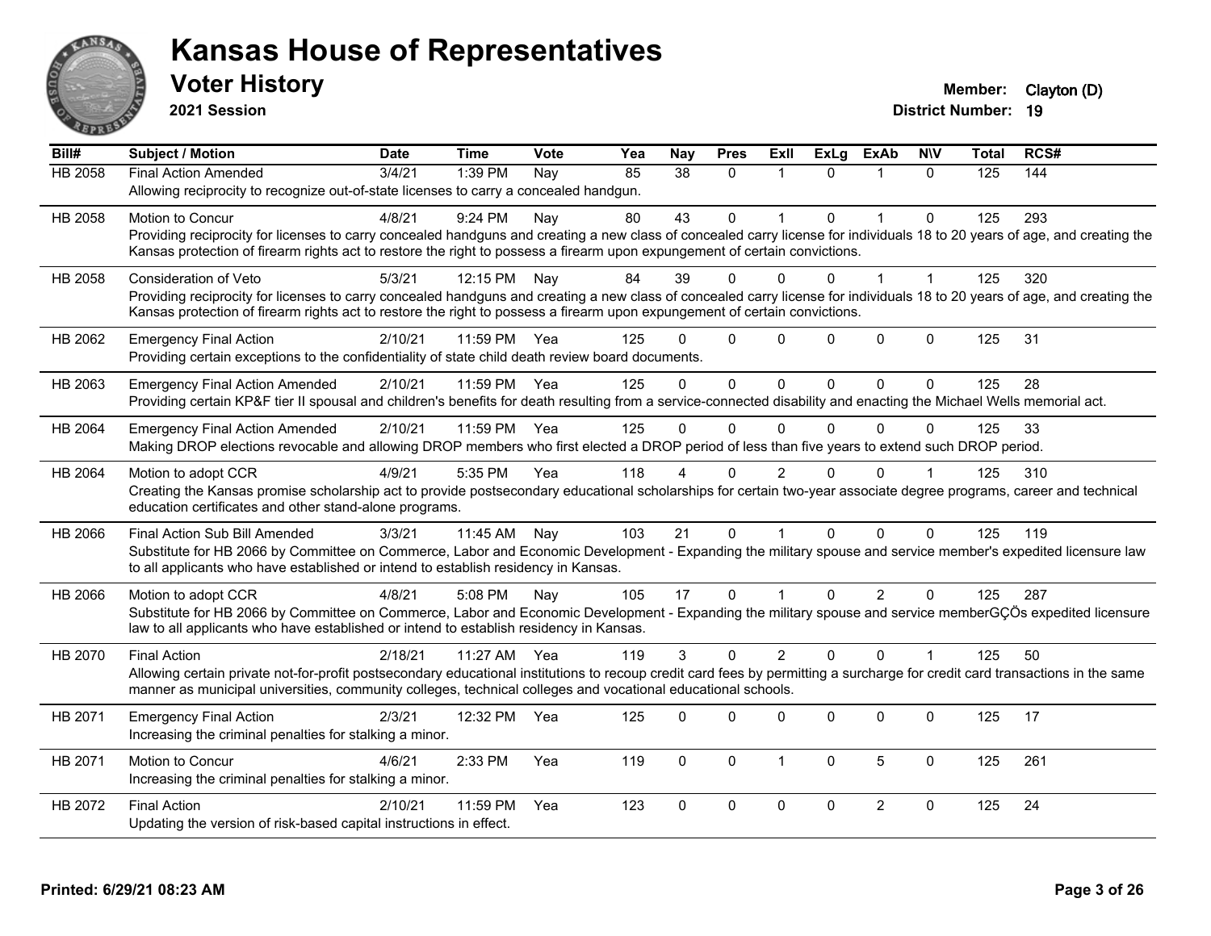# Kansas House of Representatives

## Voter History

**2021 Session**

**Member:** Clayton (D)
**District Number:** 19

| Bill# | Subject / Motion | Date | Time | Vote | Yea | Nay | Pres | ExII | ExLg | ExAb | N\V | Total | RCS# |
|---|---|---|---|---|---|---|---|---|---|---|---|---|---|
| HB 2058 | Final Action Amended | 3/4/21 | 1:39 PM | Nay | 85 | 38 | 0 | 1 | 0 | 1 | 0 | 125 | 144 |
| | Allowing reciprocity to recognize out-of-state licenses to carry a concealed handgun. | | | | | | | | | | | | |
| HB 2058 | Motion to Concur | 4/8/21 | 9:24 PM | Nay | 80 | 43 | 0 | 1 | 0 | 1 | 0 | 125 | 293 |
| | Providing reciprocity for licenses to carry concealed handguns and creating a new class of concealed carry license for individuals 18 to 20 years of age, and creating the Kansas protection of firearm rights act to restore the right to possess a firearm upon expungement of certain convictions. | | | | | | | | | | | | |
| HB 2058 | Consideration of Veto | 5/3/21 | 12:15 PM | Nay | 84 | 39 | 0 | 0 | 0 | 1 | 1 | 125 | 320 |
| | Providing reciprocity for licenses to carry concealed handguns and creating a new class of concealed carry license for individuals 18 to 20 years of age, and creating the Kansas protection of firearm rights act to restore the right to possess a firearm upon expungement of certain convictions. | | | | | | | | | | | | |
| HB 2062 | Emergency Final Action | 2/10/21 | 11:59 PM | Yea | 125 | 0 | 0 | 0 | 0 | 0 | 0 | 125 | 31 |
| | Providing certain exceptions to the confidentiality of state child death review board documents. | | | | | | | | | | | | |
| HB 2063 | Emergency Final Action Amended | 2/10/21 | 11:59 PM | Yea | 125 | 0 | 0 | 0 | 0 | 0 | 0 | 125 | 28 |
| | Providing certain KP&F tier II spousal and children's benefits for death resulting from a service-connected disability and enacting the Michael Wells memorial act. | | | | | | | | | | | | |
| HB 2064 | Emergency Final Action Amended | 2/10/21 | 11:59 PM | Yea | 125 | 0 | 0 | 0 | 0 | 0 | 0 | 125 | 33 |
| | Making DROP elections revocable and allowing DROP members who first elected a DROP period of less than five years to extend such DROP period. | | | | | | | | | | | | |
| HB 2064 | Motion to adopt CCR | 4/9/21 | 5:35 PM | Yea | 118 | 4 | 0 | 2 | 0 | 0 | 1 | 125 | 310 |
| | Creating the Kansas promise scholarship act to provide postsecondary educational scholarships for certain two-year associate degree programs, career and technical education certificates and other stand-alone programs. | | | | | | | | | | | | |
| HB 2066 | Final Action Sub Bill Amended | 3/3/21 | 11:45 AM | Nay | 103 | 21 | 0 | 1 | 0 | 0 | 0 | 125 | 119 |
| | Substitute for HB 2066 by Committee on Commerce, Labor and Economic Development - Expanding the military spouse and service member's expedited licensure law to all applicants who have established or intend to establish residency in Kansas. | | | | | | | | | | | | |
| HB 2066 | Motion to adopt CCR | 4/8/21 | 5:08 PM | Nay | 105 | 17 | 0 | 1 | 0 | 2 | 0 | 125 | 287 |
| | Substitute for HB 2066 by Committee on Commerce, Labor and Economic Development - Expanding the military spouse and service memberGÇÖs expedited licensure law to all applicants who have established or intend to establish residency in Kansas. | | | | | | | | | | | | |
| HB 2070 | Final Action | 2/18/21 | 11:27 AM | Yea | 119 | 3 | 0 | 2 | 0 | 0 | 1 | 125 | 50 |
| | Allowing certain private not-for-profit postsecondary educational institutions to recoup credit card fees by permitting a surcharge for credit card transactions in the same manner as municipal universities, community colleges, technical colleges and vocational educational schools. | | | | | | | | | | | | |
| HB 2071 | Emergency Final Action | 2/3/21 | 12:32 PM | Yea | 125 | 0 | 0 | 0 | 0 | 0 | 0 | 125 | 17 |
| | Increasing the criminal penalties for stalking a minor. | | | | | | | | | | | | |
| HB 2071 | Motion to Concur | 4/6/21 | 2:33 PM | Yea | 119 | 0 | 0 | 1 | 0 | 5 | 0 | 125 | 261 |
| | Increasing the criminal penalties for stalking a minor. | | | | | | | | | | | | |
| HB 2072 | Final Action | 2/10/21 | 11:59 PM | Yea | 123 | 0 | 0 | 0 | 0 | 2 | 0 | 125 | 24 |
| | Updating the version of risk-based capital instructions in effect. | | | | | | | | | | | | |

**Printed: 6/29/21 08:23 AM**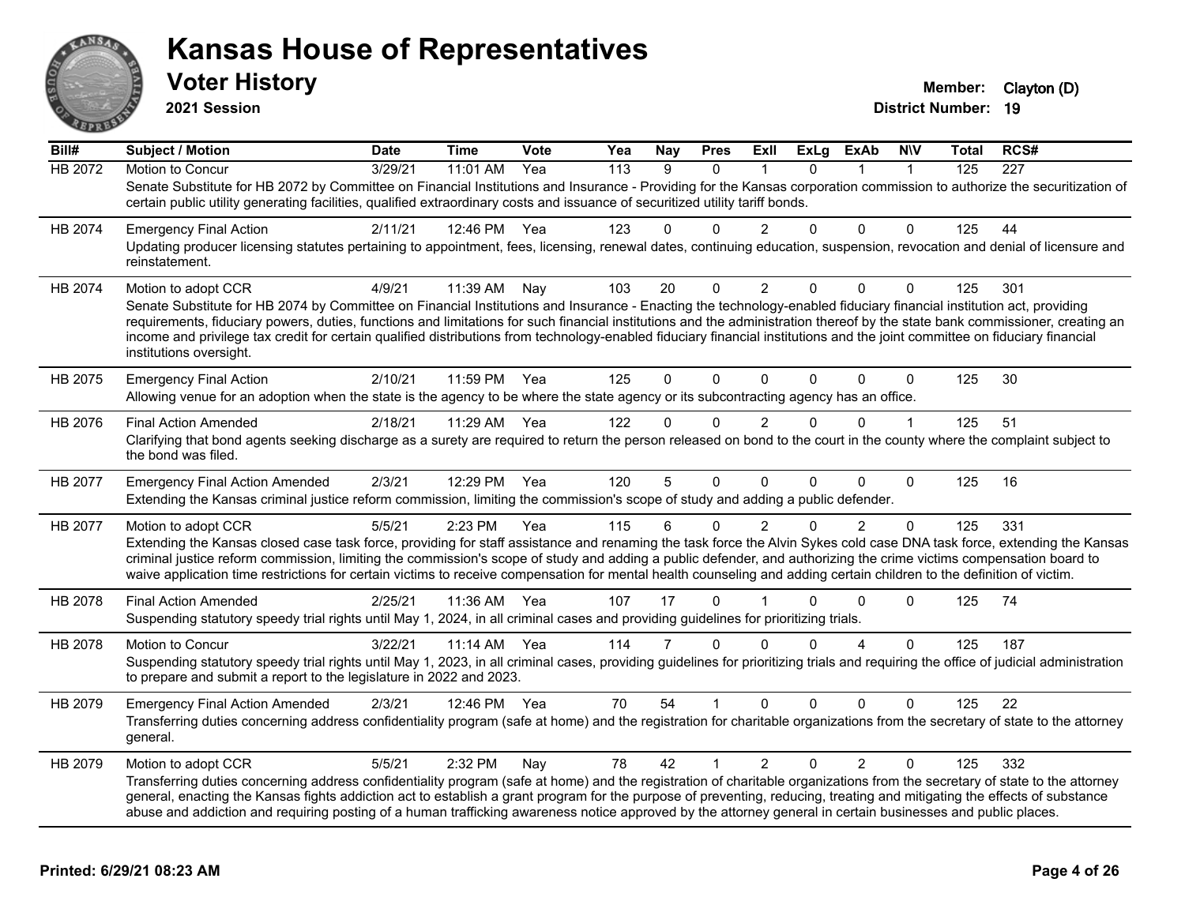# Kansas House of Representatives

## Voter History

**2021 Session**

**Member:** Clayton (D)
**District Number:** 19

| Bill# | Subject / Motion | Date | Time | Vote | Yea | Nay | Pres | ExII | ExLg | ExAb | N\V | Total | RCS# |
|---|---|---|---|---|---|---|---|---|---|---|---|---|---|
| HB 2072 | Motion to Concur | 3/29/21 | 11:01 AM | Yea | 113 | 9 | 0 | 1 | 0 | 1 | 1 | 125 | 227 |
| | Senate Substitute for HB 2072 by Committee on Financial Institutions and Insurance - Providing for the Kansas corporation commission to authorize the securitization of certain public utility generating facilities, qualified extraordinary costs and issuance of securitized utility tariff bonds. | | | | | | | | | | | | |
| HB 2074 | Emergency Final Action | 2/11/21 | 12:46 PM | Yea | 123 | 0 | 0 | 2 | 0 | 0 | 0 | 125 | 44 |
| | Updating producer licensing statutes pertaining to appointment, fees, licensing, renewal dates, continuing education, suspension, revocation and denial of licensure and reinstatement. | | | | | | | | | | | | |
| HB 2074 | Motion to adopt CCR | 4/9/21 | 11:39 AM | Nay | 103 | 20 | 0 | 2 | 0 | 0 | 0 | 125 | 301 |
| | Senate Substitute for HB 2074 by Committee on Financial Institutions and Insurance - Enacting the technology-enabled fiduciary financial institution act, providing requirements, fiduciary powers, duties, functions and limitations for such financial institutions and the administration thereof by the state bank commissioner, creating an income and privilege tax credit for certain qualified distributions from technology-enabled fiduciary financial institutions and the joint committee on fiduciary financial institutions oversight. | | | | | | | | | | | | |
| HB 2075 | Emergency Final Action | 2/10/21 | 11:59 PM | Yea | 125 | 0 | 0 | 0 | 0 | 0 | 0 | 125 | 30 |
| | Allowing venue for an adoption when the state is the agency to be where the state agency or its subcontracting agency has an office. | | | | | | | | | | | | |
| HB 2076 | Final Action Amended | 2/18/21 | 11:29 AM | Yea | 122 | 0 | 0 | 2 | 0 | 0 | 1 | 125 | 51 |
| | Clarifying that bond agents seeking discharge as a surety are required to return the person released on bond to the court in the county where the complaint subject to the bond was filed. | | | | | | | | | | | | |
| HB 2077 | Emergency Final Action Amended | 2/3/21 | 12:29 PM | Yea | 120 | 5 | 0 | 0 | 0 | 0 | 0 | 125 | 16 |
| | Extending the Kansas criminal justice reform commission, limiting the commission's scope of study and adding a public defender. | | | | | | | | | | | | |
| HB 2077 | Motion to adopt CCR | 5/5/21 | 2:23 PM | Yea | 115 | 6 | 0 | 2 | 0 | 2 | 0 | 125 | 331 |
| | Extending the Kansas closed case task force, providing for staff assistance and renaming the task force the Alvin Sykes cold case DNA task force, extending the Kansas criminal justice reform commission, limiting the commission's scope of study and adding a public defender, and authorizing the crime victims compensation board to waive application time restrictions for certain victims to receive compensation for mental health counseling and adding certain children to the definition of victim. | | | | | | | | | | | | |
| HB 2078 | Final Action Amended | 2/25/21 | 11:36 AM | Yea | 107 | 17 | 0 | 1 | 0 | 0 | 0 | 125 | 74 |
| | Suspending statutory speedy trial rights until May 1, 2024, in all criminal cases and providing guidelines for prioritizing trials. | | | | | | | | | | | | |
| HB 2078 | Motion to Concur | 3/22/21 | 11:14 AM | Yea | 114 | 7 | 0 | 0 | 0 | 4 | 0 | 125 | 187 |
| | Suspending statutory speedy trial rights until May 1, 2023, in all criminal cases, providing guidelines for prioritizing trials and requiring the office of judicial administration to prepare and submit a report to the legislature in 2022 and 2023. | | | | | | | | | | | | |
| HB 2079 | Emergency Final Action Amended | 2/3/21 | 12:46 PM | Yea | 70 | 54 | 1 | 0 | 0 | 0 | 0 | 125 | 22 |
| | Transferring duties concerning address confidentiality program (safe at home) and the registration for charitable organizations from the secretary of state to the attorney general. | | | | | | | | | | | | |
| HB 2079 | Motion to adopt CCR | 5/5/21 | 2:32 PM | Nay | 78 | 42 | 1 | 2 | 0 | 2 | 0 | 125 | 332 |
| | Transferring duties concerning address confidentiality program (safe at home) and the registration of charitable organizations from the secretary of state to the attorney general, enacting the Kansas fights addiction act to establish a grant program for the purpose of preventing, reducing, treating and mitigating the effects of substance abuse and addiction and requiring posting of a human trafficking awareness notice approved by the attorney general in certain businesses and public places. | | | | | | | | | | | | |

**Printed: 6/29/21 08:23 AM**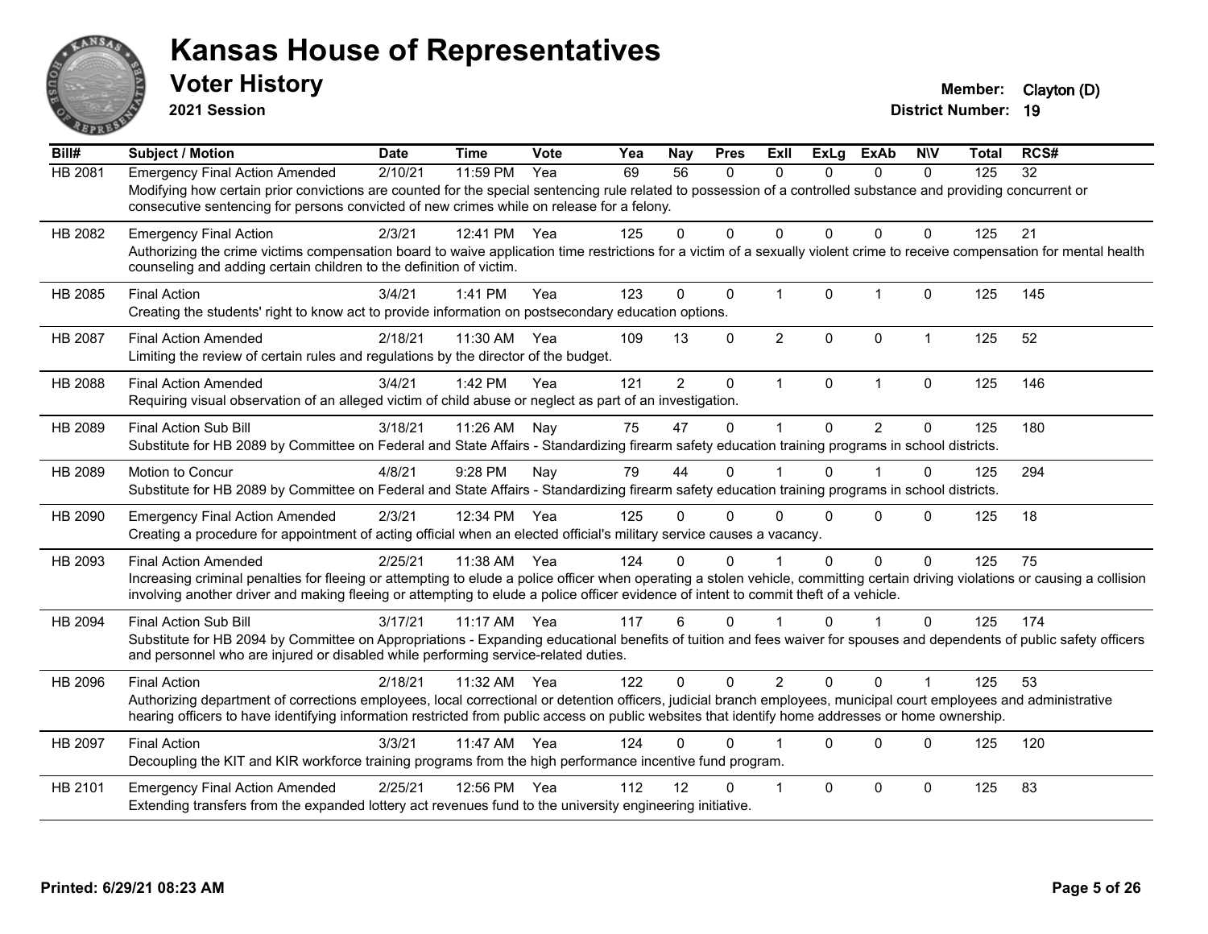# Kansas House of Representatives

## Voter History

**2021 Session**

**Member:** Clayton (D)
**District Number:** 19

| Bill# | Subject / Motion | Date | Time | Vote | Yea | Nay | Pres | ExII | ExLg | ExAb | N\V | Total | RCS# |
|---|---|---|---|---|---|---|---|---|---|---|---|---|---|
| HB 2081 | Emergency Final Action Amended | 2/10/21 | 11:59 PM | Yea | 69 | 56 | 0 | 0 | 0 | 0 | 0 | 125 | 32 |
| | Modifying how certain prior convictions are counted for the special sentencing rule related to possession of a controlled substance and providing concurrent or consecutive sentencing for persons convicted of new crimes while on release for a felony. | | | | | | | | | | | | |
| HB 2082 | Emergency Final Action | 2/3/21 | 12:41 PM | Yea | 125 | 0 | 0 | 0 | 0 | 0 | 0 | 125 | 21 |
| | Authorizing the crime victims compensation board to waive application time restrictions for a victim of a sexually violent crime to receive compensation for mental health counseling and adding certain children to the definition of victim. | | | | | | | | | | | | |
| HB 2085 | Final Action | 3/4/21 | 1:41 PM | Yea | 123 | 0 | 0 | 1 | 0 | 1 | 0 | 125 | 145 |
| | Creating the students' right to know act to provide information on postsecondary education options. | | | | | | | | | | | | |
| HB 2087 | Final Action Amended | 2/18/21 | 11:30 AM | Yea | 109 | 13 | 0 | 2 | 0 | 0 | 1 | 125 | 52 |
| | Limiting the review of certain rules and regulations by the director of the budget. | | | | | | | | | | | | |
| HB 2088 | Final Action Amended | 3/4/21 | 1:42 PM | Yea | 121 | 2 | 0 | 1 | 0 | 1 | 0 | 125 | 146 |
| | Requiring visual observation of an alleged victim of child abuse or neglect as part of an investigation. | | | | | | | | | | | | |
| HB 2089 | Final Action Sub Bill | 3/18/21 | 11:26 AM | Nay | 75 | 47 | 0 | 1 | 0 | 2 | 0 | 125 | 180 |
| | Substitute for HB 2089 by Committee on Federal and State Affairs - Standardizing firearm safety education training programs in school districts. | | | | | | | | | | | | |
| HB 2089 | Motion to Concur | 4/8/21 | 9:28 PM | Nay | 79 | 44 | 0 | 1 | 0 | 1 | 0 | 125 | 294 |
| | Substitute for HB 2089 by Committee on Federal and State Affairs - Standardizing firearm safety education training programs in school districts. | | | | | | | | | | | | |
| HB 2090 | Emergency Final Action Amended | 2/3/21 | 12:34 PM | Yea | 125 | 0 | 0 | 0 | 0 | 0 | 0 | 125 | 18 |
| | Creating a procedure for appointment of acting official when an elected official's military service causes a vacancy. | | | | | | | | | | | | |
| HB 2093 | Final Action Amended | 2/25/21 | 11:38 AM | Yea | 124 | 0 | 0 | 1 | 0 | 0 | 0 | 125 | 75 |
| | Increasing criminal penalties for fleeing or attempting to elude a police officer when operating a stolen vehicle, committing certain driving violations or causing a collision involving another driver and making fleeing or attempting to elude a police officer evidence of intent to commit theft of a vehicle. | | | | | | | | | | | | |
| HB 2094 | Final Action Sub Bill | 3/17/21 | 11:17 AM | Yea | 117 | 6 | 0 | 1 | 0 | 1 | 0 | 125 | 174 |
| | Substitute for HB 2094 by Committee on Appropriations - Expanding educational benefits of tuition and fees waiver for spouses and dependents of public safety officers and personnel who are injured or disabled while performing service-related duties. | | | | | | | | | | | | |
| HB 2096 | Final Action | 2/18/21 | 11:32 AM | Yea | 122 | 0 | 0 | 2 | 0 | 0 | 1 | 125 | 53 |
| | Authorizing department of corrections employees, local correctional or detention officers, judicial branch employees, municipal court employees and administrative hearing officers to have identifying information restricted from public access on public websites that identify home addresses or home ownership. | | | | | | | | | | | | |
| HB 2097 | Final Action | 3/3/21 | 11:47 AM | Yea | 124 | 0 | 0 | 1 | 0 | 0 | 0 | 125 | 120 |
| | Decoupling the KIT and KIR workforce training programs from the high performance incentive fund program. | | | | | | | | | | | | |
| HB 2101 | Emergency Final Action Amended | 2/25/21 | 12:56 PM | Yea | 112 | 12 | 0 | 1 | 0 | 0 | 0 | 125 | 83 |
| | Extending transfers from the expanded lottery act revenues fund to the university engineering initiative. | | | | | | | | | | | | |

Printed: 6/29/21 08:23 AM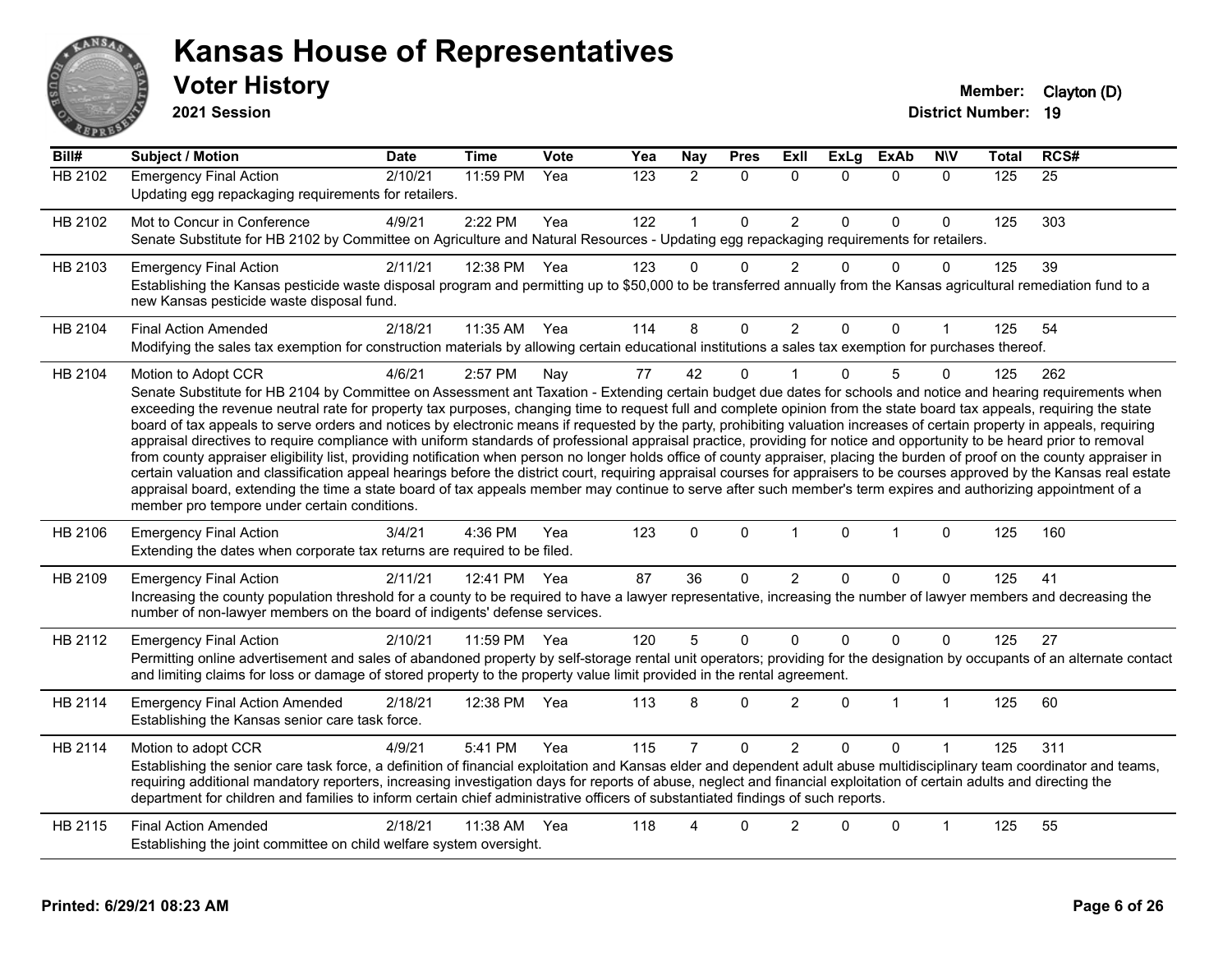# Kansas House of Representatives

## Voter History

**2021 Session**

**Member:** Clayton (D)
**District Number:** 19

| Bill# | Subject / Motion | Date | Time | Vote | Yea | Nay | Pres | ExII | ExLg | ExAb | N\V | Total | RCS# |
|---|---|---|---|---|---|---|---|---|---|---|---|---|---|
| HB 2102 | Emergency Final Action<br>Updating egg repackaging requirements for retailers. | 2/10/21 | 11:59 PM | Yea | 123 | 2 | 0 | 0 | 0 | 0 | 0 | 125 | 25 |
| HB 2102 | Mot to Concur in Conference<br>Senate Substitute for HB 2102 by Committee on Agriculture and Natural Resources - Updating egg repackaging requirements for retailers. | 4/9/21 | 2:22 PM | Yea | 122 | 1 | 0 | 2 | 0 | 0 | 0 | 125 | 303 |
| HB 2103 | Emergency Final Action<br>Establishing the Kansas pesticide waste disposal program and permitting up to $50,000 to be transferred annually from the Kansas agricultural remediation fund to a new Kansas pesticide waste disposal fund. | 2/11/21 | 12:38 PM | Yea | 123 | 0 | 0 | 2 | 0 | 0 | 0 | 125 | 39 |
| HB 2104 | Final Action Amended<br>Modifying the sales tax exemption for construction materials by allowing certain educational institutions a sales tax exemption for purchases thereof. | 2/18/21 | 11:35 AM | Yea | 114 | 8 | 0 | 2 | 0 | 0 | 1 | 125 | 54 |
| HB 2104 | Motion to Adopt CCR<br>Senate Substitute for HB 2104 by Committee on Assessment ant Taxation - Extending certain budget due dates for schools and notice and hearing requirements when exceeding the revenue neutral rate for property tax purposes, changing time to request full and complete opinion from the state board tax appeals, requiring the state board of tax appeals to serve orders and notices by electronic means if requested by the party, prohibiting valuation increases of certain property in appeals, requiring appraisal directives to require compliance with uniform standards of professional appraisal practice, providing for notice and opportunity to be heard prior to removal from county appraiser eligibility list, providing notification when person no longer holds office of county appraiser, placing the burden of proof on the county appraiser in certain valuation and classification appeal hearings before the district court, requiring appraisal courses for appraisers to be courses approved by the Kansas real estate appraisal board, extending the time a state board of tax appeals member may continue to serve after such member's term expires and authorizing appointment of a member pro tempore under certain conditions. | 4/6/21 | 2:57 PM | Nay | 77 | 42 | 0 | 1 | 0 | 5 | 0 | 125 | 262 |
| HB 2106 | Emergency Final Action<br>Extending the dates when corporate tax returns are required to be filed. | 3/4/21 | 4:36 PM | Yea | 123 | 0 | 0 | 1 | 0 | 1 | 0 | 125 | 160 |
| HB 2109 | Emergency Final Action<br>Increasing the county population threshold for a county to be required to have a lawyer representative, increasing the number of lawyer members and decreasing the number of non-lawyer members on the board of indigents' defense services. | 2/11/21 | 12:41 PM | Yea | 87 | 36 | 0 | 2 | 0 | 0 | 0 | 125 | 41 |
| HB 2112 | Emergency Final Action<br>Permitting online advertisement and sales of abandoned property by self-storage rental unit operators; providing for the designation by occupants of an alternate contact and limiting claims for loss or damage of stored property to the property value limit provided in the rental agreement. | 2/10/21 | 11:59 PM | Yea | 120 | 5 | 0 | 0 | 0 | 0 | 0 | 125 | 27 |
| HB 2114 | Emergency Final Action Amended<br>Establishing the Kansas senior care task force. | 2/18/21 | 12:38 PM | Yea | 113 | 8 | 0 | 2 | 0 | 1 | 1 | 125 | 60 |
| HB 2114 | Motion to adopt CCR<br>Establishing the senior care task force, a definition of financial exploitation and Kansas elder and dependent adult abuse multidisciplinary team coordinator and teams, requiring additional mandatory reporters, increasing investigation days for reports of abuse, neglect and financial exploitation of certain adults and directing the department for children and families to inform certain chief administrative officers of substantiated findings of such reports. | 4/9/21 | 5:41 PM | Yea | 115 | 7 | 0 | 2 | 0 | 0 | 1 | 125 | 311 |
| HB 2115 | Final Action Amended<br>Establishing the joint committee on child welfare system oversight. | 2/18/21 | 11:38 AM | Yea | 118 | 4 | 0 | 2 | 0 | 0 | 1 | 125 | 55 |

Printed: 6/29/21 08:23 AM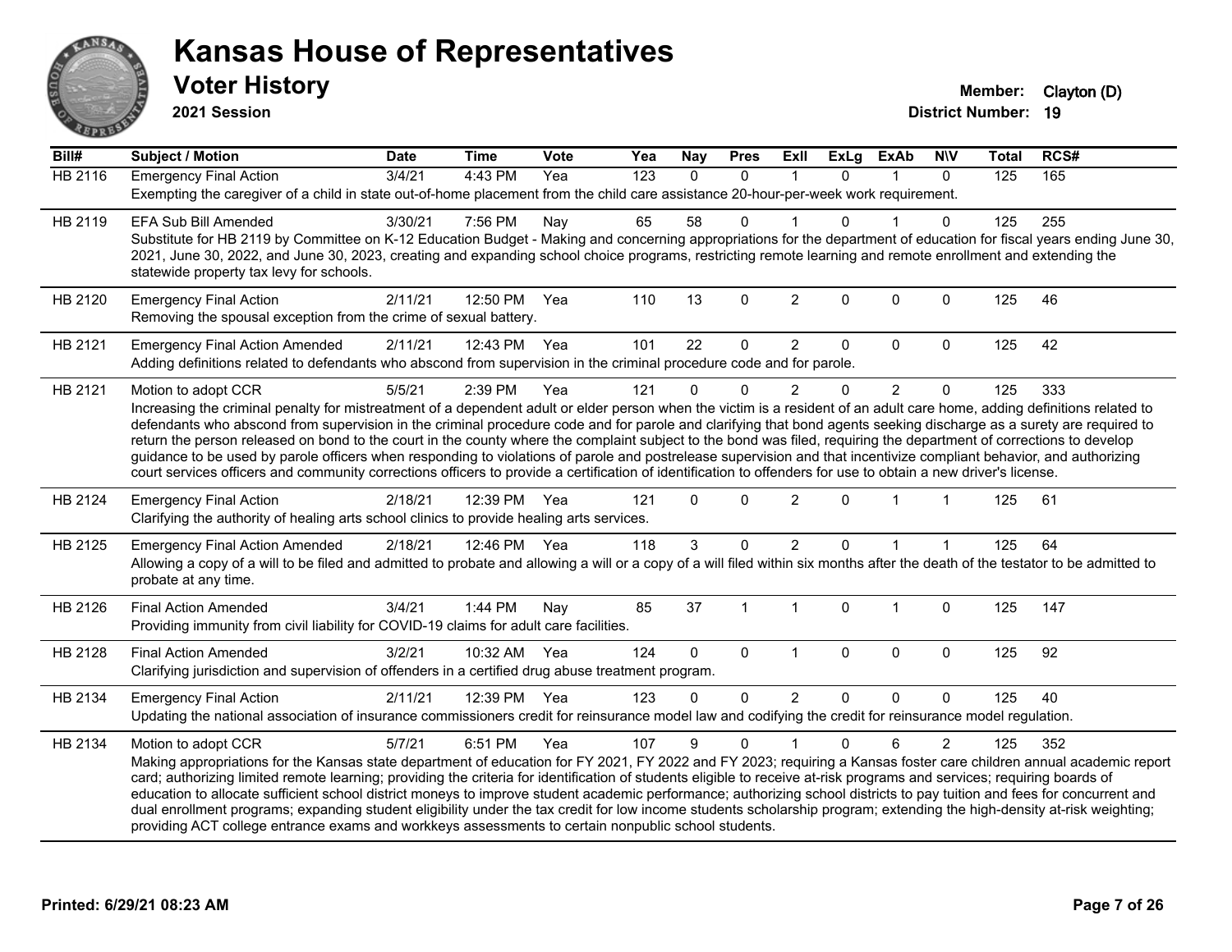# Kansas House of Representatives

## Voter History

**2021 Session**

**Member:** Clayton (D)
**District Number:** 19

| Bill# | Subject / Motion | Date | Time | Vote | Yea | Nay | Pres | ExII | ExLg | ExAb | N\V | Total | RCS# |
|---|---|---|---|---|---|---|---|---|---|---|---|---|---|
| HB 2116 | Emergency Final Action | 3/4/21 | 4:43 PM | Yea | 123 | 0 | 0 | 1 | 0 | 1 | 0 | 125 | 165 |
| | Exempting the caregiver of a child in state out-of-home placement from the child care assistance 20-hour-per-week work requirement. | | | | | | | | | | | | |
| HB 2119 | EFA Sub Bill Amended | 3/30/21 | 7:56 PM | Nay | 65 | 58 | 0 | 1 | 0 | 1 | 0 | 125 | 255 |
| | Substitute for HB 2119 by Committee on K-12 Education Budget - Making and concerning appropriations for the department of education for fiscal years ending June 30, 2021, June 30, 2022, and June 30, 2023, creating and expanding school choice programs, restricting remote learning and remote enrollment and extending the statewide property tax levy for schools. | | | | | | | | | | | | |
| HB 2120 | Emergency Final Action | 2/11/21 | 12:50 PM | Yea | 110 | 13 | 0 | 2 | 0 | 0 | 0 | 125 | 46 |
| | Removing the spousal exception from the crime of sexual battery. | | | | | | | | | | | | |
| HB 2121 | Emergency Final Action Amended | 2/11/21 | 12:43 PM | Yea | 101 | 22 | 0 | 2 | 0 | 0 | 0 | 125 | 42 |
| | Adding definitions related to defendants who abscond from supervision in the criminal procedure code and for parole. | | | | | | | | | | | | |
| HB 2121 | Motion to adopt CCR | 5/5/21 | 2:39 PM | Yea | 121 | 0 | 0 | 2 | 0 | 2 | 0 | 125 | 333 |
| | Increasing the criminal penalty for mistreatment of a dependent adult or elder person when the victim is a resident of an adult care home, adding definitions related to defendants who abscond from supervision in the criminal procedure code and for parole and clarifying that bond agents seeking discharge as a surety are required to return the person released on bond to the court in the county where the complaint subject to the bond was filed, requiring the department of corrections to develop guidance to be used by parole officers when responding to violations of parole and postrelease supervision and that incentivize compliant behavior, and authorizing court services officers and community corrections officers to provide a certification of identification to offenders for use to obtain a new driver's license. | | | | | | | | | | | | |
| HB 2124 | Emergency Final Action | 2/18/21 | 12:39 PM | Yea | 121 | 0 | 0 | 2 | 0 | 1 | 1 | 125 | 61 |
| | Clarifying the authority of healing arts school clinics to provide healing arts services. | | | | | | | | | | | | |
| HB 2125 | Emergency Final Action Amended | 2/18/21 | 12:46 PM | Yea | 118 | 3 | 0 | 2 | 0 | 1 | 1 | 125 | 64 |
| | Allowing a copy of a will to be filed and admitted to probate and allowing a will or a copy of a will filed within six months after the death of the testator to be admitted to probate at any time. | | | | | | | | | | | | |
| HB 2126 | Final Action Amended | 3/4/21 | 1:44 PM | Nay | 85 | 37 | 1 | 1 | 0 | 1 | 0 | 125 | 147 |
| | Providing immunity from civil liability for COVID-19 claims for adult care facilities. | | | | | | | | | | | | |
| HB 2128 | Final Action Amended | 3/2/21 | 10:32 AM | Yea | 124 | 0 | 0 | 1 | 0 | 0 | 0 | 125 | 92 |
| | Clarifying jurisdiction and supervision of offenders in a certified drug abuse treatment program. | | | | | | | | | | | | |
| HB 2134 | Emergency Final Action | 2/11/21 | 12:39 PM | Yea | 123 | 0 | 0 | 2 | 0 | 0 | 0 | 125 | 40 |
| | Updating the national association of insurance commissioners credit for reinsurance model law and codifying the credit for reinsurance model regulation. | | | | | | | | | | | | |
| HB 2134 | Motion to adopt CCR | 5/7/21 | 6:51 PM | Yea | 107 | 9 | 0 | 1 | 0 | 6 | 2 | 125 | 352 |
| | Making appropriations for the Kansas state department of education for FY 2021, FY 2022 and FY 2023; requiring a Kansas foster care children annual academic report card; authorizing limited remote learning; providing the criteria for identification of students eligible to receive at-risk programs and services; requiring boards of education to allocate sufficient school district moneys to improve student academic performance; authorizing school districts to pay tuition and fees for concurrent and dual enrollment programs; expanding student eligibility under the tax credit for low income students scholarship program; extending the high-density at-risk weighting; providing ACT college entrance exams and workkeys assessments to certain nonpublic school students. | | | | | | | | | | | | |

Printed: 6/29/21 08:23 AM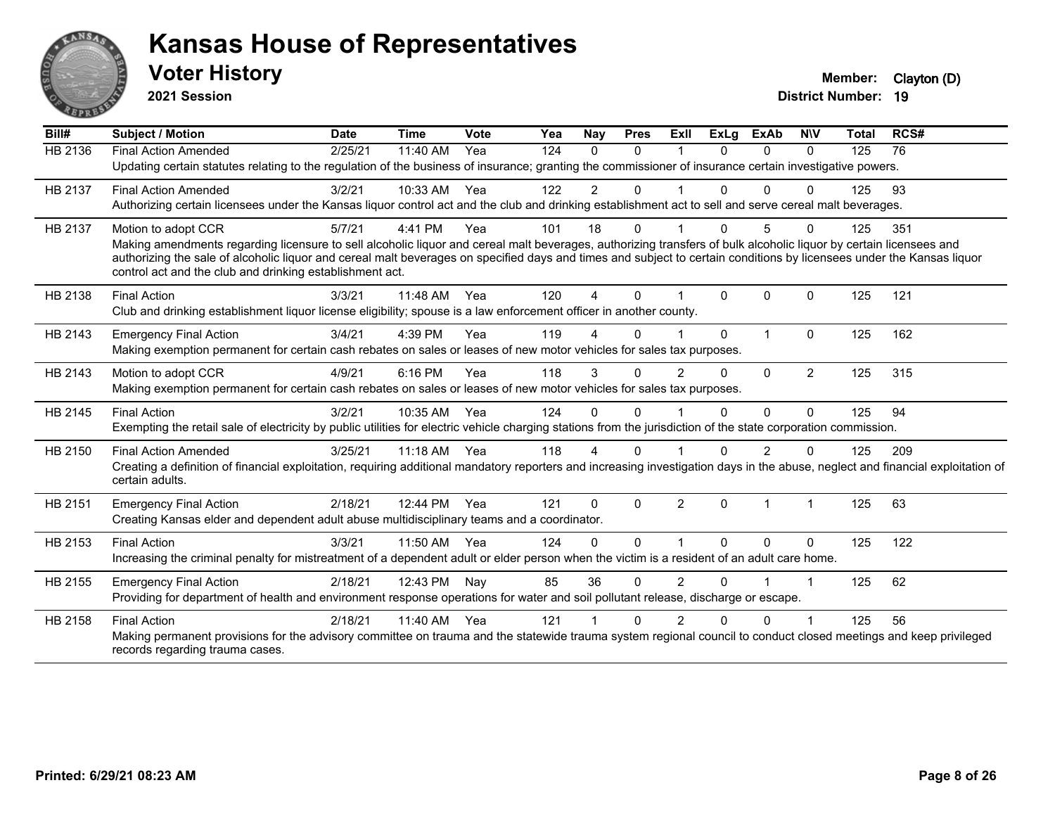# Kansas House of Representatives

## Voter History

**2021 Session**

**Member:** Clayton (D)
**District Number:** 19

| Bill# | Subject / Motion | Date | Time | Vote | Yea | Nay | Pres | ExII | ExLg | ExAb | N\V | Total | RCS# |
|---|---|---|---|---|---|---|---|---|---|---|---|---|---|
| HB 2136 | Final Action Amended | 2/25/21 | 11:40 AM | Yea | 124 | 0 | 0 | 1 | 0 | 0 | 0 | 125 | 76 |
| | Updating certain statutes relating to the regulation of the business of insurance; granting the commissioner of insurance certain investigative powers. | | | | | | | | | | | | |
| HB 2137 | Final Action Amended | 3/2/21 | 10:33 AM | Yea | 122 | 2 | 0 | 1 | 0 | 0 | 0 | 125 | 93 |
| | Authorizing certain licensees under the Kansas liquor control act and the club and drinking establishment act to sell and serve cereal malt beverages. | | | | | | | | | | | | |
| HB 2137 | Motion to adopt CCR | 5/7/21 | 4:41 PM | Yea | 101 | 18 | 0 | 1 | 0 | 5 | 0 | 125 | 351 |
| | Making amendments regarding licensure to sell alcoholic liquor and cereal malt beverages, authorizing transfers of bulk alcoholic liquor by certain licensees and authorizing the sale of alcoholic liquor and cereal malt beverages on specified days and times and subject to certain conditions by licensees under the Kansas liquor control act and the club and drinking establishment act. | | | | | | | | | | | | |
| HB 2138 | Final Action | 3/3/21 | 11:48 AM | Yea | 120 | 4 | 0 | 1 | 0 | 0 | 0 | 125 | 121 |
| | Club and drinking establishment liquor license eligibility; spouse is a law enforcement officer in another county. | | | | | | | | | | | | |
| HB 2143 | Emergency Final Action | 3/4/21 | 4:39 PM | Yea | 119 | 4 | 0 | 1 | 0 | 1 | 0 | 125 | 162 |
| | Making exemption permanent for certain cash rebates on sales or leases of new motor vehicles for sales tax purposes. | | | | | | | | | | | | |
| HB 2143 | Motion to adopt CCR | 4/9/21 | 6:16 PM | Yea | 118 | 3 | 0 | 2 | 0 | 0 | 2 | 125 | 315 |
| | Making exemption permanent for certain cash rebates on sales or leases of new motor vehicles for sales tax purposes. | | | | | | | | | | | | |
| HB 2145 | Final Action | 3/2/21 | 10:35 AM | Yea | 124 | 0 | 0 | 1 | 0 | 0 | 0 | 125 | 94 |
| | Exempting the retail sale of electricity by public utilities for electric vehicle charging stations from the jurisdiction of the state corporation commission. | | | | | | | | | | | | |
| HB 2150 | Final Action Amended | 3/25/21 | 11:18 AM | Yea | 118 | 4 | 0 | 1 | 0 | 2 | 0 | 125 | 209 |
| | Creating a definition of financial exploitation, requiring additional mandatory reporters and increasing investigation days in the abuse, neglect and financial exploitation of certain adults. | | | | | | | | | | | | |
| HB 2151 | Emergency Final Action | 2/18/21 | 12:44 PM | Yea | 121 | 0 | 0 | 2 | 0 | 1 | 1 | 125 | 63 |
| | Creating Kansas elder and dependent adult abuse multidisciplinary teams and a coordinator. | | | | | | | | | | | | |
| HB 2153 | Final Action | 3/3/21 | 11:50 AM | Yea | 124 | 0 | 0 | 1 | 0 | 0 | 0 | 125 | 122 |
| | Increasing the criminal penalty for mistreatment of a dependent adult or elder person when the victim is a resident of an adult care home. | | | | | | | | | | | | |
| HB 2155 | Emergency Final Action | 2/18/21 | 12:43 PM | Nay | 85 | 36 | 0 | 2 | 0 | 1 | 1 | 125 | 62 |
| | Providing for department of health and environment response operations for water and soil pollutant release, discharge or escape. | | | | | | | | | | | | |
| HB 2158 | Final Action | 2/18/21 | 11:40 AM | Yea | 121 | 1 | 0 | 2 | 0 | 0 | 1 | 125 | 56 |
| | Making permanent provisions for the advisory committee on trauma and the statewide trauma system regional council to conduct closed meetings and keep privileged records regarding trauma cases. | | | | | | | | | | | | |

**Printed: 6/29/21 08:23 AM**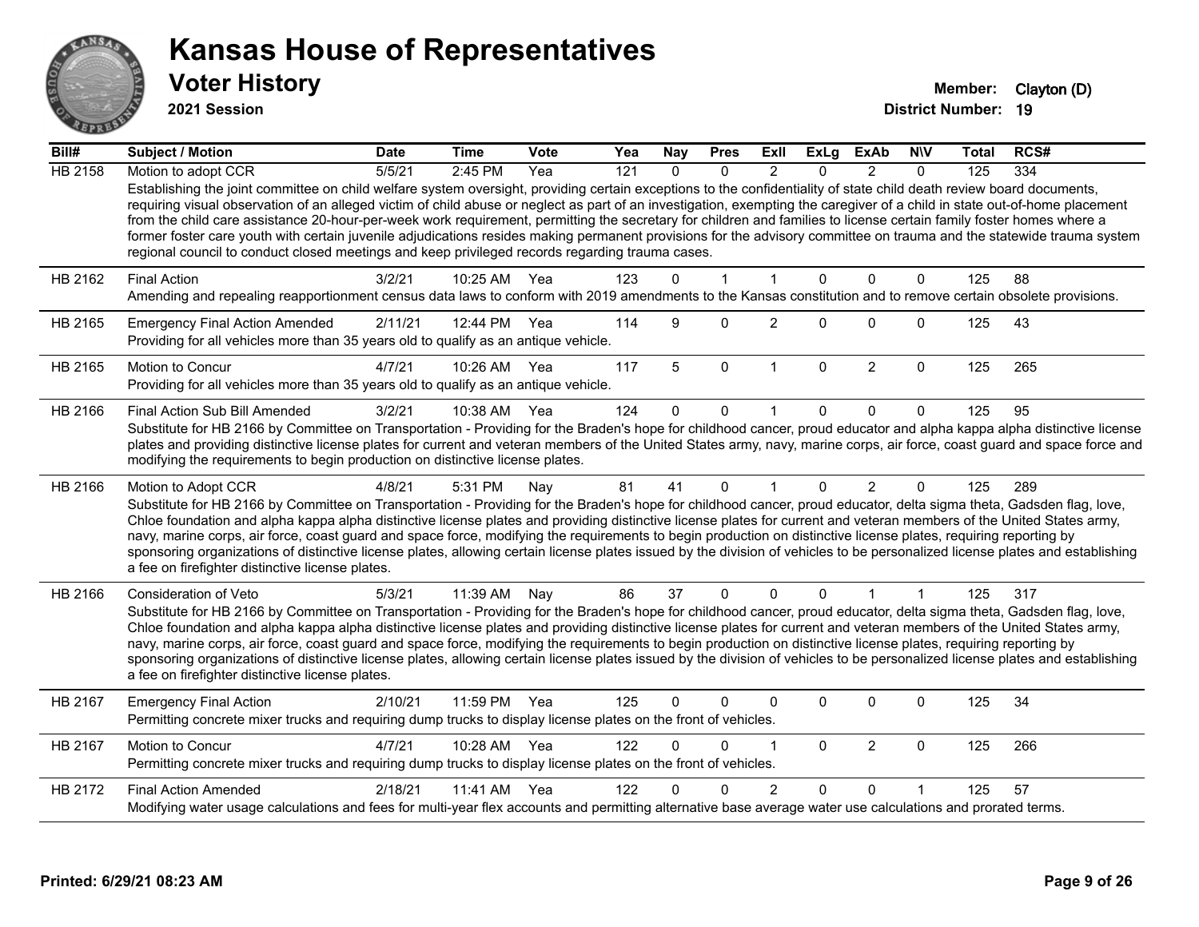# Kansas House of Representatives

## Voter History

**2021 Session**

**Member:** Clayton (D)
**District Number:** 19

| Bill# | Subject / Motion | Date | Time | Vote | Yea | Nay | Pres | ExII | ExLg | ExAb | N\V | Total | RCS# |
|---|---|---|---|---|---|---|---|---|---|---|---|---|---|
| HB 2158 | Motion to adopt CCR | 5/5/21 | 2:45 PM | Yea | 121 | 0 | 0 | 2 | 0 | 2 | 0 | 125 | 334 |
| | Establishing the joint committee on child welfare system oversight, providing certain exceptions to the confidentiality of state child death review board documents, requiring visual observation of an alleged victim of child abuse or neglect as part of an investigation, exempting the caregiver of a child in state out-of-home placement from the child care assistance 20-hour-per-week work requirement, permitting the secretary for children and families to license certain family foster homes where a former foster care youth with certain juvenile adjudications resides making permanent provisions for the advisory committee on trauma and the statewide trauma system regional council to conduct closed meetings and keep privileged records regarding trauma cases. | | | | | | | | | | | | |
| HB 2162 | Final Action | 3/2/21 | 10:25 AM | Yea | 123 | 0 | 1 | 1 | 0 | 0 | 0 | 125 | 88 |
| | Amending and repealing reapportionment census data laws to conform with 2019 amendments to the Kansas constitution and to remove certain obsolete provisions. | | | | | | | | | | | | |
| HB 2165 | Emergency Final Action Amended | 2/11/21 | 12:44 PM | Yea | 114 | 9 | 0 | 2 | 0 | 0 | 0 | 125 | 43 |
| | Providing for all vehicles more than 35 years old to qualify as an antique vehicle. | | | | | | | | | | | | |
| HB 2165 | Motion to Concur | 4/7/21 | 10:26 AM | Yea | 117 | 5 | 0 | 1 | 0 | 2 | 0 | 125 | 265 |
| | Providing for all vehicles more than 35 years old to qualify as an antique vehicle. | | | | | | | | | | | | |
| HB 2166 | Final Action Sub Bill Amended | 3/2/21 | 10:38 AM | Yea | 124 | 0 | 0 | 1 | 0 | 0 | 0 | 125 | 95 |
| | Substitute for HB 2166 by Committee on Transportation - Providing for the Braden's hope for childhood cancer, proud educator and alpha kappa alpha distinctive license plates and providing distinctive license plates for current and veteran members of the United States army, navy, marine corps, air force, coast guard and space force and modifying the requirements to begin production on distinctive license plates. | | | | | | | | | | | | |
| HB 2166 | Motion to Adopt CCR | 4/8/21 | 5:31 PM | Nay | 81 | 41 | 0 | 1 | 0 | 2 | 0 | 125 | 289 |
| | Substitute for HB 2166 by Committee on Transportation - Providing for the Braden's hope for childhood cancer, proud educator, delta sigma theta, Gadsden flag, love, Chloe foundation and alpha kappa alpha distinctive license plates and providing distinctive license plates for current and veteran members of the United States army, navy, marine corps, air force, coast guard and space force, modifying the requirements to begin production on distinctive license plates, requiring reporting by sponsoring organizations of distinctive license plates, allowing certain license plates issued by the division of vehicles to be personalized license plates and establishing a fee on firefighter distinctive license plates. | | | | | | | | | | | | |
| HB 2166 | Consideration of Veto | 5/3/21 | 11:39 AM | Nay | 86 | 37 | 0 | 0 | 0 | 1 | 1 | 125 | 317 |
| | Substitute for HB 2166 by Committee on Transportation - Providing for the Braden's hope for childhood cancer, proud educator, delta sigma theta, Gadsden flag, love, Chloe foundation and alpha kappa alpha distinctive license plates and providing distinctive license plates for current and veteran members of the United States army, navy, marine corps, air force, coast guard and space force, modifying the requirements to begin production on distinctive license plates, requiring reporting by sponsoring organizations of distinctive license plates, allowing certain license plates issued by the division of vehicles to be personalized license plates and establishing a fee on firefighter distinctive license plates. | | | | | | | | | | | | |
| HB 2167 | Emergency Final Action | 2/10/21 | 11:59 PM | Yea | 125 | 0 | 0 | 0 | 0 | 0 | 0 | 125 | 34 |
| | Permitting concrete mixer trucks and requiring dump trucks to display license plates on the front of vehicles. | | | | | | | | | | | | |
| HB 2167 | Motion to Concur | 4/7/21 | 10:28 AM | Yea | 122 | 0 | 0 | 1 | 0 | 2 | 0 | 125 | 266 |
| | Permitting concrete mixer trucks and requiring dump trucks to display license plates on the front of vehicles. | | | | | | | | | | | | |
| HB 2172 | Final Action Amended | 2/18/21 | 11:41 AM | Yea | 122 | 0 | 0 | 2 | 0 | 0 | 1 | 125 | 57 |
| | Modifying water usage calculations and fees for multi-year flex accounts and permitting alternative base average water use calculations and prorated terms. | | | | | | | | | | | | |

Printed: 6/29/21 08:23 AM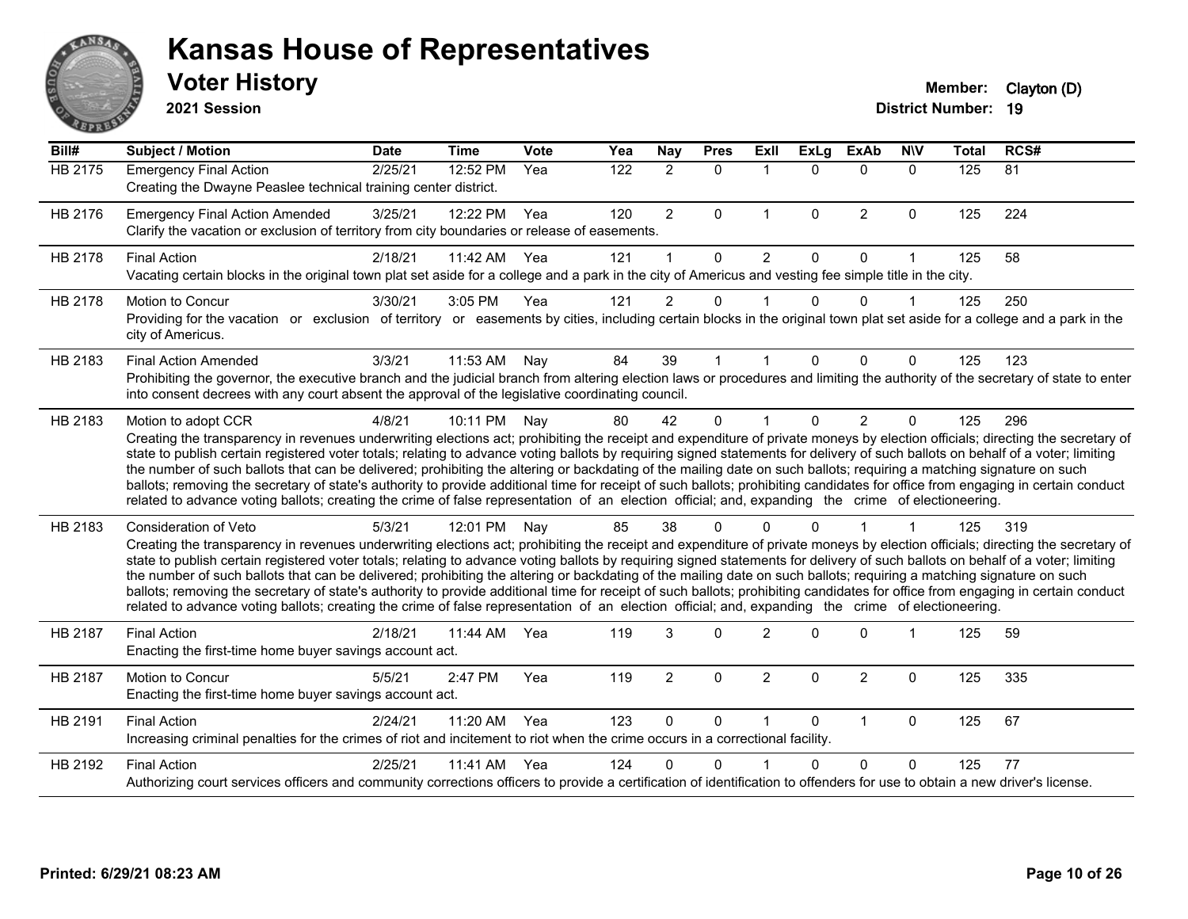# Kansas House of Representatives

## Voter History

**2021 Session**

**Member:** Clayton (D)
**District Number:** 19

| Bill# | Subject / Motion | Date | Time | Vote | Yea | Nay | Pres | ExII | ExLg | ExAb | N\V | Total | RCS# |
|---|---|---|---|---|---|---|---|---|---|---|---|---|---|
| HB 2175 | Emergency Final Action<br>Creating the Dwayne Peaslee technical training center district. | 2/25/21 | 12:52 PM | Yea | 122 | 2 | 0 | 1 | 0 | 0 | 0 | 125 | 81 |
| HB 2176 | Emergency Final Action Amended<br>Clarify the vacation or exclusion of territory from city boundaries or release of easements. | 3/25/21 | 12:22 PM | Yea | 120 | 2 | 0 | 1 | 0 | 2 | 0 | 125 | 224 |
| HB 2178 | Final Action<br>Vacating certain blocks in the original town plat set aside for a college and a park in the city of Americus and vesting fee simple title in the city. | 2/18/21 | 11:42 AM | Yea | 121 | 1 | 0 | 2 | 0 | 0 | 1 | 125 | 58 |
| HB 2178 | Motion to Concur<br>Providing for the vacation or exclusion of territory or easements by cities, including certain blocks in the original town plat set aside for a college and a park in the city of Americus. | 3/30/21 | 3:05 PM | Yea | 121 | 2 | 0 | 1 | 0 | 0 | 1 | 125 | 250 |
| HB 2183 | Final Action Amended<br>Prohibiting the governor, the executive branch and the judicial branch from altering election laws or procedures and limiting the authority of the secretary of state to enter into consent decrees with any court absent the approval of the legislative coordinating council. | 3/3/21 | 11:53 AM | Nay | 84 | 39 | 1 | 1 | 0 | 0 | 0 | 125 | 123 |
| HB 2183 | Motion to adopt CCR<br>Creating the transparency in revenues underwriting elections act; prohibiting the receipt and expenditure of private moneys by election officials; directing the secretary of state to publish certain registered voter totals; relating to advance voting ballots by requiring signed statements for delivery of such ballots on behalf of a voter; limiting the number of such ballots that can be delivered; prohibiting the altering or backdating of the mailing date on such ballots; requiring a matching signature on such ballots; removing the secretary of state's authority to provide additional time for receipt of such ballots; prohibiting candidates for office from engaging in certain conduct related to advance voting ballots; creating the crime of false representation of an election official; and, expanding the crime of electioneering. | 4/8/21 | 10:11 PM | Nay | 80 | 42 | 0 | 1 | 0 | 2 | 0 | 125 | 296 |
| HB 2183 | Consideration of Veto<br>Creating the transparency in revenues underwriting elections act; prohibiting the receipt and expenditure of private moneys by election officials; directing the secretary of state to publish certain registered voter totals; relating to advance voting ballots by requiring signed statements for delivery of such ballots on behalf of a voter; limiting the number of such ballots that can be delivered; prohibiting the altering or backdating of the mailing date on such ballots; requiring a matching signature on such ballots; removing the secretary of state's authority to provide additional time for receipt of such ballots; prohibiting candidates for office from engaging in certain conduct related to advance voting ballots; creating the crime of false representation of an election official; and, expanding the crime of electioneering. | 5/3/21 | 12:01 PM | Nay | 85 | 38 | 0 | 0 | 0 | 1 | 1 | 125 | 319 |
| HB 2187 | Final Action<br>Enacting the first-time home buyer savings account act. | 2/18/21 | 11:44 AM | Yea | 119 | 3 | 0 | 2 | 0 | 0 | 1 | 125 | 59 |
| HB 2187 | Motion to Concur<br>Enacting the first-time home buyer savings account act. | 5/5/21 | 2:47 PM | Yea | 119 | 2 | 0 | 2 | 0 | 2 | 0 | 125 | 335 |
| HB 2191 | Final Action<br>Increasing criminal penalties for the crimes of riot and incitement to riot when the crime occurs in a correctional facility. | 2/24/21 | 11:20 AM | Yea | 123 | 0 | 0 | 1 | 0 | 1 | 0 | 125 | 67 |
| HB 2192 | Final Action<br>Authorizing court services officers and community corrections officers to provide a certification of identification to offenders for use to obtain a new driver's license. | 2/25/21 | 11:41 AM | Yea | 124 | 0 | 0 | 1 | 0 | 0 | 0 | 125 | 77 |

Printed: 6/29/21 08:23 AM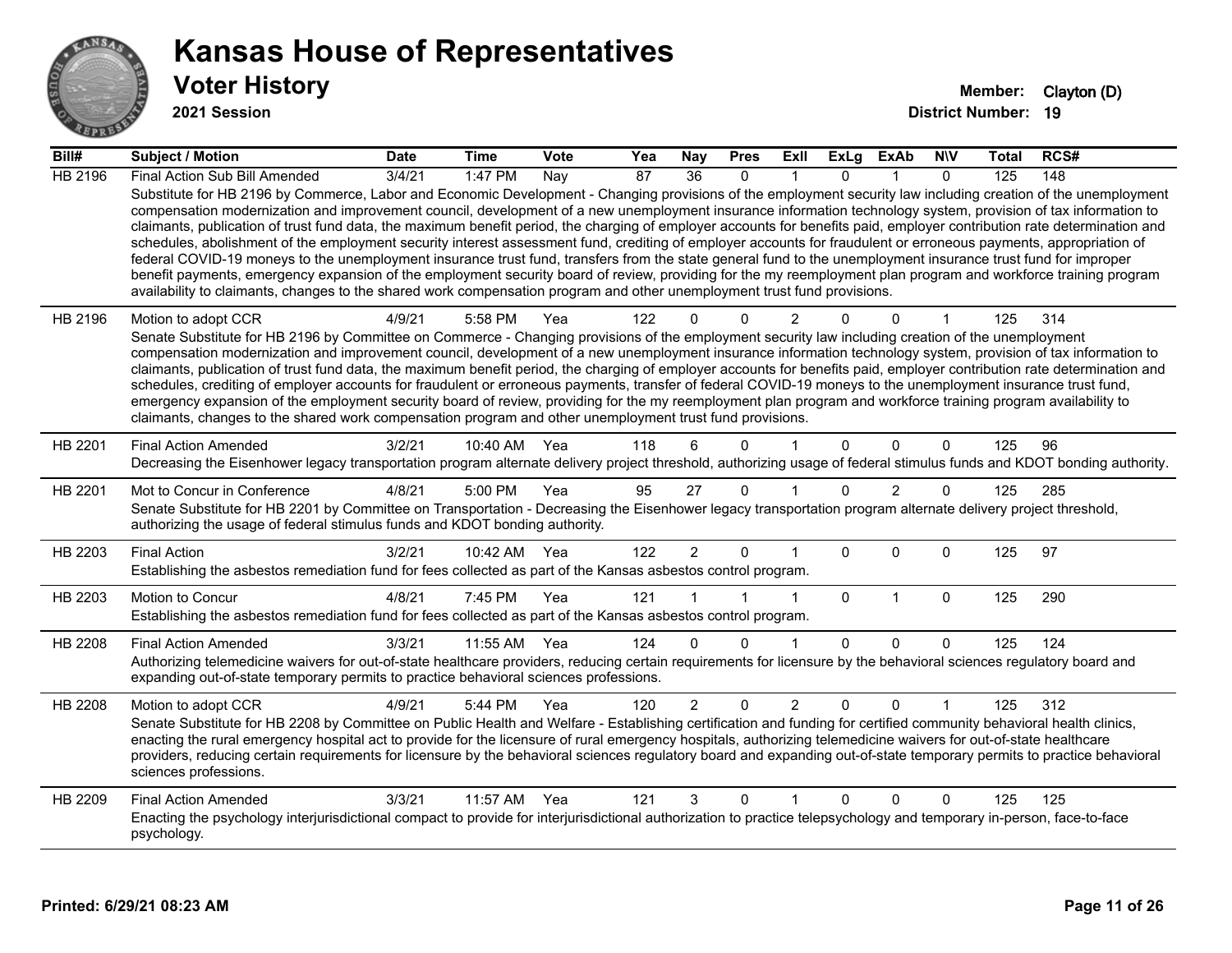# Kansas House of Representatives

## Voter History

**2021 Session**

**Member:** Clayton (D)
**District Number:** 19

| Bill# | Subject / Motion | Date | Time | Vote | Yea | Nay | Pres | ExlI | ExLg | ExAb | N\V | Total | RCS# |
|---|---|---|---|---|---|---|---|---|---|---|---|---|---|
| HB 2196 | Final Action Sub Bill Amended | 3/4/21 | 1:47 PM | Nay | 87 | 36 | 0 | 1 | 0 | 1 | 0 | 125 | 148 |
| | Substitute for HB 2196 by Commerce, Labor and Economic Development - Changing provisions of the employment security law including creation of the unemployment compensation modernization and improvement council, development of a new unemployment insurance information technology system, provision of tax information to claimants, publication of trust fund data, the maximum benefit period, the charging of employer accounts for benefits paid, employer contribution rate determination and schedules, abolishment of the employment security interest assessment fund, crediting of employer accounts for fraudulent or erroneous payments, appropriation of federal COVID-19 moneys to the unemployment insurance trust fund, transfers from the state general fund to the unemployment insurance trust fund for improper benefit payments, emergency expansion of the employment security board of review, providing for the my reemployment plan program and workforce training program availability to claimants, changes to the shared work compensation program and other unemployment trust fund provisions. | | | | | | | | | | | | |
| HB 2196 | Motion to adopt CCR | 4/9/21 | 5:58 PM | Yea | 122 | 0 | 0 | 2 | 0 | 0 | 1 | 125 | 314 |
| | Senate Substitute for HB 2196 by Committee on Commerce - Changing provisions of the employment security law including creation of the unemployment compensation modernization and improvement council, development of a new unemployment insurance information technology system, provision of tax information to claimants, publication of trust fund data, the maximum benefit period, the charging of employer accounts for benefits paid, employer contribution rate determination and schedules, crediting of employer accounts for fraudulent or erroneous payments, transfer of federal COVID-19 moneys to the unemployment insurance trust fund, emergency expansion of the employment security board of review, providing for the my reemployment plan program and workforce training program availability to claimants, changes to the shared work compensation program and other unemployment trust fund provisions. | | | | | | | | | | | | |
| HB 2201 | Final Action Amended | 3/2/21 | 10:40 AM | Yea | 118 | 6 | 0 | 1 | 0 | 0 | 0 | 125 | 96 |
| | Decreasing the Eisenhower legacy transportation program alternate delivery project threshold, authorizing usage of federal stimulus funds and KDOT bonding authority. | | | | | | | | | | | | |
| HB 2201 | Mot to Concur in Conference | 4/8/21 | 5:00 PM | Yea | 95 | 27 | 0 | 1 | 0 | 2 | 0 | 125 | 285 |
| | Senate Substitute for HB 2201 by Committee on Transportation - Decreasing the Eisenhower legacy transportation program alternate delivery project threshold, authorizing the usage of federal stimulus funds and KDOT bonding authority. | | | | | | | | | | | | |
| HB 2203 | Final Action | 3/2/21 | 10:42 AM | Yea | 122 | 2 | 0 | 1 | 0 | 0 | 0 | 125 | 97 |
| | Establishing the asbestos remediation fund for fees collected as part of the Kansas asbestos control program. | | | | | | | | | | | | |
| HB 2203 | Motion to Concur | 4/8/21 | 7:45 PM | Yea | 121 | 1 | 1 | 1 | 0 | 1 | 0 | 125 | 290 |
| | Establishing the asbestos remediation fund for fees collected as part of the Kansas asbestos control program. | | | | | | | | | | | | |
| HB 2208 | Final Action Amended | 3/3/21 | 11:55 AM | Yea | 124 | 0 | 0 | 1 | 0 | 0 | 0 | 125 | 124 |
| | Authorizing telemedicine waivers for out-of-state healthcare providers, reducing certain requirements for licensure by the behavioral sciences regulatory board and expanding out-of-state temporary permits to practice behavioral sciences professions. | | | | | | | | | | | | |
| HB 2208 | Motion to adopt CCR | 4/9/21 | 5:44 PM | Yea | 120 | 2 | 0 | 2 | 0 | 0 | 1 | 125 | 312 |
| | Senate Substitute for HB 2208 by Committee on Public Health and Welfare - Establishing certification and funding for certified community behavioral health clinics, enacting the rural emergency hospital act to provide for the licensure of rural emergency hospitals, authorizing telemedicine waivers for out-of-state healthcare providers, reducing certain requirements for licensure by the behavioral sciences regulatory board and expanding out-of-state temporary permits to practice behavioral sciences professions. | | | | | | | | | | | | |
| HB 2209 | Final Action Amended | 3/3/21 | 11:57 AM | Yea | 121 | 3 | 0 | 1 | 0 | 0 | 0 | 125 | 125 |
| | Enacting the psychology interjurisdictional compact to provide for interjurisdictional authorization to practice telepsychology and temporary in-person, face-to-face psychology. | | | | | | | | | | | | |

**Printed: 6/29/21 08:23 AM**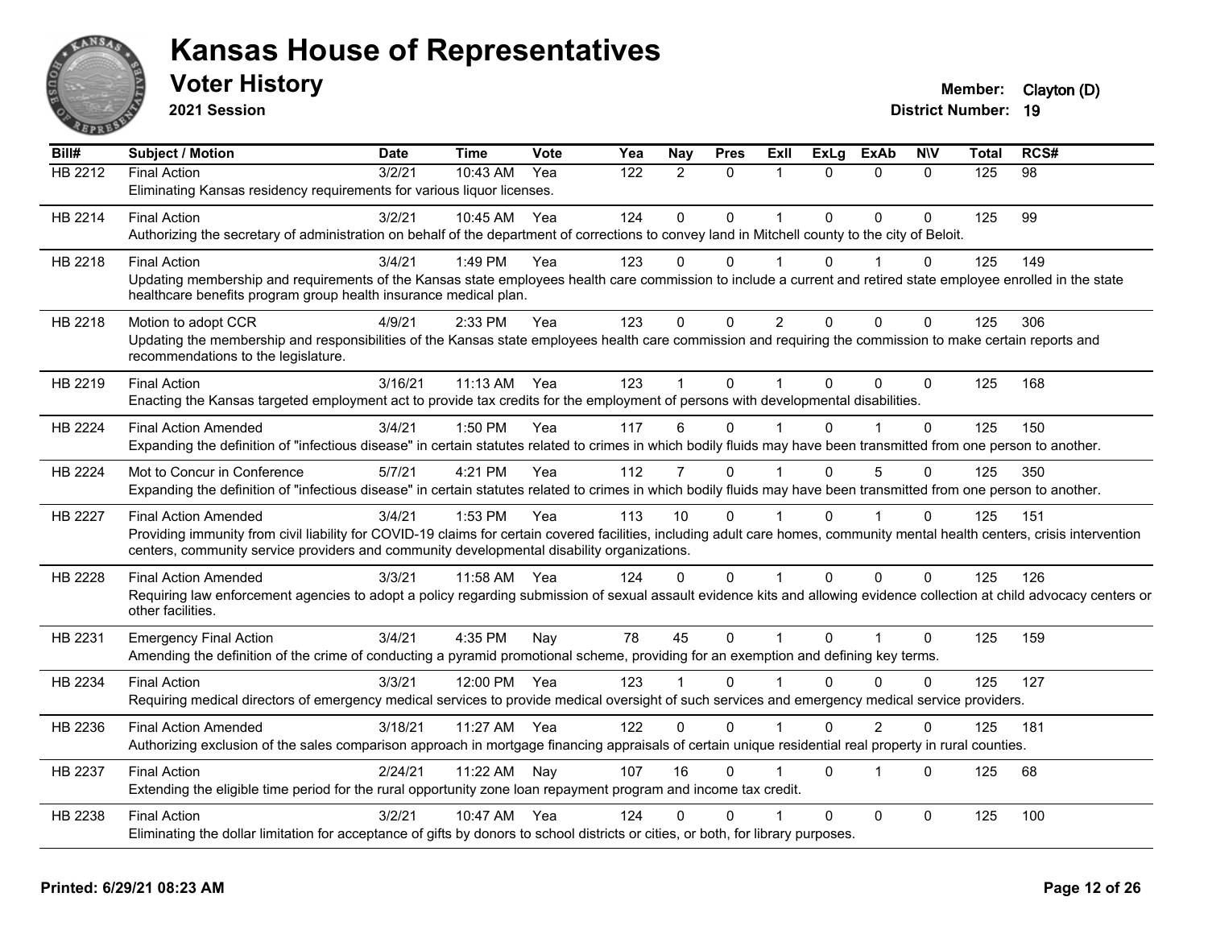# Kansas House of Representatives

## Voter History

**2021 Session**

**Member:** Clayton (D)

**District Number:** 19

| Bill# | Subject / Motion | Date | Time | Vote | Yea | Nay | Pres | ExII | ExLg | ExAb | N\V | Total | RCS# |
|---|---|---|---|---|---|---|---|---|---|---|---|---|---|
| HB 2212 | Final Action | 3/2/21 | 10:43 AM | Yea | 122 | 2 | 0 | 1 | 0 | 0 | 0 | 125 | 98 |
| | Eliminating Kansas residency requirements for various liquor licenses. | | | | | | | | | | | | |
| HB 2214 | Final Action | 3/2/21 | 10:45 AM | Yea | 124 | 0 | 0 | 1 | 0 | 0 | 0 | 125 | 99 |
| | Authorizing the secretary of administration on behalf of the department of corrections to convey land in Mitchell county to the city of Beloit. | | | | | | | | | | | | |
| HB 2218 | Final Action | 3/4/21 | 1:49 PM | Yea | 123 | 0 | 0 | 1 | 0 | 1 | 0 | 125 | 149 |
| | Updating membership and requirements of the Kansas state employees health care commission to include a current and retired state employee enrolled in the state healthcare benefits program group health insurance medical plan. | | | | | | | | | | | | |
| HB 2218 | Motion to adopt CCR | 4/9/21 | 2:33 PM | Yea | 123 | 0 | 0 | 2 | 0 | 0 | 0 | 125 | 306 |
| | Updating the membership and responsibilities of the Kansas state employees health care commission and requiring the commission to make certain reports and recommendations to the legislature. | | | | | | | | | | | | |
| HB 2219 | Final Action | 3/16/21 | 11:13 AM | Yea | 123 | 1 | 0 | 1 | 0 | 0 | 0 | 125 | 168 |
| | Enacting the Kansas targeted employment act to provide tax credits for the employment of persons with developmental disabilities. | | | | | | | | | | | | |
| HB 2224 | Final Action Amended | 3/4/21 | 1:50 PM | Yea | 117 | 6 | 0 | 1 | 0 | 1 | 0 | 125 | 150 |
| | Expanding the definition of "infectious disease" in certain statutes related to crimes in which bodily fluids may have been transmitted from one person to another. | | | | | | | | | | | | |
| HB 2224 | Mot to Concur in Conference | 5/7/21 | 4:21 PM | Yea | 112 | 7 | 0 | 1 | 0 | 5 | 0 | 125 | 350 |
| | Expanding the definition of "infectious disease" in certain statutes related to crimes in which bodily fluids may have been transmitted from one person to another. | | | | | | | | | | | | |
| HB 2227 | Final Action Amended | 3/4/21 | 1:53 PM | Yea | 113 | 10 | 0 | 1 | 0 | 1 | 0 | 125 | 151 |
| | Providing immunity from civil liability for COVID-19 claims for certain covered facilities, including adult care homes, community mental health centers, crisis intervention centers, community service providers and community developmental disability organizations. | | | | | | | | | | | | |
| HB 2228 | Final Action Amended | 3/3/21 | 11:58 AM | Yea | 124 | 0 | 0 | 1 | 0 | 0 | 0 | 125 | 126 |
| | Requiring law enforcement agencies to adopt a policy regarding submission of sexual assault evidence kits and allowing evidence collection at child advocacy centers or other facilities. | | | | | | | | | | | | |
| HB 2231 | Emergency Final Action | 3/4/21 | 4:35 PM | Nay | 78 | 45 | 0 | 1 | 0 | 1 | 0 | 125 | 159 |
| | Amending the definition of the crime of conducting a pyramid promotional scheme, providing for an exemption and defining key terms. | | | | | | | | | | | | |
| HB 2234 | Final Action | 3/3/21 | 12:00 PM | Yea | 123 | 1 | 0 | 1 | 0 | 0 | 0 | 125 | 127 |
| | Requiring medical directors of emergency medical services to provide medical oversight of such services and emergency medical service providers. | | | | | | | | | | | | |
| HB 2236 | Final Action Amended | 3/18/21 | 11:27 AM | Yea | 122 | 0 | 0 | 1 | 0 | 2 | 0 | 125 | 181 |
| | Authorizing exclusion of the sales comparison approach in mortgage financing appraisals of certain unique residential real property in rural counties. | | | | | | | | | | | | |
| HB 2237 | Final Action | 2/24/21 | 11:22 AM | Nay | 107 | 16 | 0 | 1 | 0 | 1 | 0 | 125 | 68 |
| | Extending the eligible time period for the rural opportunity zone loan repayment program and income tax credit. | | | | | | | | | | | | |
| HB 2238 | Final Action | 3/2/21 | 10:47 AM | Yea | 124 | 0 | 0 | 1 | 0 | 0 | 0 | 125 | 100 |
| | Eliminating the dollar limitation for acceptance of gifts by donors to school districts or cities, or both, for library purposes. | | | | | | | | | | | | |

**Printed: 6/29/21 08:23 AM**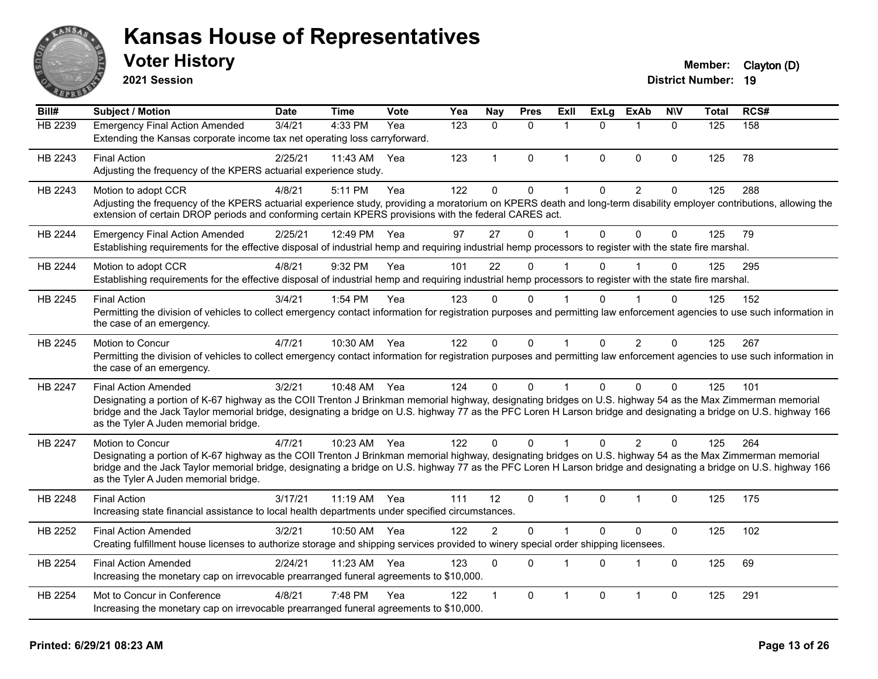# Kansas House of Representatives

## Voter History

**2021 Session**

**Member:** Clayton (D)
**District Number:** 19

| Bill# | Subject / Motion | Date | Time | Vote | Yea | Nay | Pres | ExII | ExLg | ExAb | N\V | Total | RCS# |
|---|---|---|---|---|---|---|---|---|---|---|---|---|---|
| HB 2239 | Emergency Final Action Amended | 3/4/21 | 4:33 PM | Yea | 123 | 0 | 0 | 1 | 0 | 1 | 0 | 125 | 158 |
| | Extending the Kansas corporate income tax net operating loss carryforward. | | | | | | | | | | | | |
| HB 2243 | Final Action | 2/25/21 | 11:43 AM | Yea | 123 | 1 | 0 | 1 | 0 | 0 | 0 | 125 | 78 |
| | Adjusting the frequency of the KPERS actuarial experience study. | | | | | | | | | | | | |
| HB 2243 | Motion to adopt CCR | 4/8/21 | 5:11 PM | Yea | 122 | 0 | 0 | 1 | 0 | 2 | 0 | 125 | 288 |
| | Adjusting the frequency of the KPERS actuarial experience study, providing a moratorium on KPERS death and long-term disability employer contributions, allowing the extension of certain DROP periods and conforming certain KPERS provisions with the federal CARES act. | | | | | | | | | | | | |
| HB 2244 | Emergency Final Action Amended | 2/25/21 | 12:49 PM | Yea | 97 | 27 | 0 | 1 | 0 | 0 | 0 | 125 | 79 |
| | Establishing requirements for the effective disposal of industrial hemp and requiring industrial hemp processors to register with the state fire marshal. | | | | | | | | | | | | |
| HB 2244 | Motion to adopt CCR | 4/8/21 | 9:32 PM | Yea | 101 | 22 | 0 | 1 | 0 | 1 | 0 | 125 | 295 |
| | Establishing requirements for the effective disposal of industrial hemp and requiring industrial hemp processors to register with the state fire marshal. | | | | | | | | | | | | |
| HB 2245 | Final Action | 3/4/21 | 1:54 PM | Yea | 123 | 0 | 0 | 1 | 0 | 1 | 0 | 125 | 152 |
| | Permitting the division of vehicles to collect emergency contact information for registration purposes and permitting law enforcement agencies to use such information in the case of an emergency. | | | | | | | | | | | | |
| HB 2245 | Motion to Concur | 4/7/21 | 10:30 AM | Yea | 122 | 0 | 0 | 1 | 0 | 2 | 0 | 125 | 267 |
| | Permitting the division of vehicles to collect emergency contact information for registration purposes and permitting law enforcement agencies to use such information in the case of an emergency. | | | | | | | | | | | | |
| HB 2247 | Final Action Amended | 3/2/21 | 10:48 AM | Yea | 124 | 0 | 0 | 1 | 0 | 0 | 0 | 125 | 101 |
| | Designating a portion of K-67 highway as the COII Trenton J Brinkman memorial highway, designating bridges on U.S. highway 54 as the Max Zimmerman memorial bridge and the Jack Taylor memorial bridge, designating a bridge on U.S. highway 77 as the PFC Loren H Larson bridge and designating a bridge on U.S. highway 166 as the Tyler A Juden memorial bridge. | | | | | | | | | | | | |
| HB 2247 | Motion to Concur | 4/7/21 | 10:23 AM | Yea | 122 | 0 | 0 | 1 | 0 | 2 | 0 | 125 | 264 |
| | Designating a portion of K-67 highway as the COII Trenton J Brinkman memorial highway, designating bridges on U.S. highway 54 as the Max Zimmerman memorial bridge and the Jack Taylor memorial bridge, designating a bridge on U.S. highway 77 as the PFC Loren H Larson bridge and designating a bridge on U.S. highway 166 as the Tyler A Juden memorial bridge. | | | | | | | | | | | | |
| HB 2248 | Final Action | 3/17/21 | 11:19 AM | Yea | 111 | 12 | 0 | 1 | 0 | 1 | 0 | 125 | 175 |
| | Increasing state financial assistance to local health departments under specified circumstances. | | | | | | | | | | | | |
| HB 2252 | Final Action Amended | 3/2/21 | 10:50 AM | Yea | 122 | 2 | 0 | 1 | 0 | 0 | 0 | 125 | 102 |
| | Creating fulfillment house licenses to authorize storage and shipping services provided to winery special order shipping licensees. | | | | | | | | | | | | |
| HB 2254 | Final Action Amended | 2/24/21 | 11:23 AM | Yea | 123 | 0 | 0 | 1 | 0 | 1 | 0 | 125 | 69 |
| | Increasing the monetary cap on irrevocable prearranged funeral agreements to $10,000. | | | | | | | | | | | | |
| HB 2254 | Mot to Concur in Conference | 4/8/21 | 7:48 PM | Yea | 122 | 1 | 0 | 1 | 0 | 1 | 0 | 125 | 291 |
| | Increasing the monetary cap on irrevocable prearranged funeral agreements to $10,000. | | | | | | | | | | | | |

**Printed: 6/29/21 08:23 AM**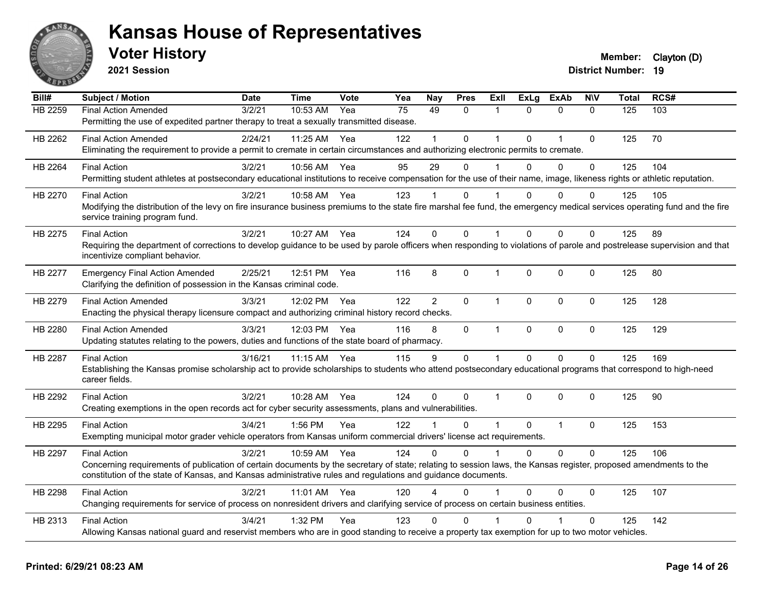# Kansas House of Representatives

## Voter History

**2021 Session**

**Member:** Clayton (D)
**District Number:** 19

| Bill# | Subject / Motion | Date | Time | Vote | Yea | Nay | Pres | ExIl | ExLg | ExAb | N\V | Total | RCS# |
|---|---|---|---|---|---|---|---|---|---|---|---|---|---|
| HB 2259 | Final Action Amended | 3/2/21 | 10:53 AM | Yea | 75 | 49 | 0 | 1 | 0 | 0 | 0 | 125 | 103 |
| | Permitting the use of expedited partner therapy to treat a sexually transmitted disease. | | | | | | | | | | | | |
| HB 2262 | Final Action Amended | 2/24/21 | 11:25 AM | Yea | 122 | 1 | 0 | 1 | 0 | 1 | 0 | 125 | 70 |
| | Eliminating the requirement to provide a permit to cremate in certain circumstances and authorizing electronic permits to cremate. | | | | | | | | | | | | |
| HB 2264 | Final Action | 3/2/21 | 10:56 AM | Yea | 95 | 29 | 0 | 1 | 0 | 0 | 0 | 125 | 104 |
| | Permitting student athletes at postsecondary educational institutions to receive compensation for the use of their name, image, likeness rights or athletic reputation. | | | | | | | | | | | | |
| HB 2270 | Final Action | 3/2/21 | 10:58 AM | Yea | 123 | 1 | 0 | 1 | 0 | 0 | 0 | 125 | 105 |
| | Modifying the distribution of the levy on fire insurance business premiums to the state fire marshal fee fund, the emergency medical services operating fund and the fire service training program fund. | | | | | | | | | | | | |
| HB 2275 | Final Action | 3/2/21 | 10:27 AM | Yea | 124 | 0 | 0 | 1 | 0 | 0 | 0 | 125 | 89 |
| | Requiring the department of corrections to develop guidance to be used by parole officers when responding to violations of parole and postrelease supervision and that incentivize compliant behavior. | | | | | | | | | | | | |
| HB 2277 | Emergency Final Action Amended | 2/25/21 | 12:51 PM | Yea | 116 | 8 | 0 | 1 | 0 | 0 | 0 | 125 | 80 |
| | Clarifying the definition of possession in the Kansas criminal code. | | | | | | | | | | | | |
| HB 2279 | Final Action Amended | 3/3/21 | 12:02 PM | Yea | 122 | 2 | 0 | 1 | 0 | 0 | 0 | 125 | 128 |
| | Enacting the physical therapy licensure compact and authorizing criminal history record checks. | | | | | | | | | | | | |
| HB 2280 | Final Action Amended | 3/3/21 | 12:03 PM | Yea | 116 | 8 | 0 | 1 | 0 | 0 | 0 | 125 | 129 |
| | Updating statutes relating to the powers, duties and functions of the state board of pharmacy. | | | | | | | | | | | | |
| HB 2287 | Final Action | 3/16/21 | 11:15 AM | Yea | 115 | 9 | 0 | 1 | 0 | 0 | 0 | 125 | 169 |
| | Establishing the Kansas promise scholarship act to provide scholarships to students who attend postsecondary educational programs that correspond to high-need career fields. | | | | | | | | | | | | |
| HB 2292 | Final Action | 3/2/21 | 10:28 AM | Yea | 124 | 0 | 0 | 1 | 0 | 0 | 0 | 125 | 90 |
| | Creating exemptions in the open records act for cyber security assessments, plans and vulnerabilities. | | | | | | | | | | | | |
| HB 2295 | Final Action | 3/4/21 | 1:56 PM | Yea | 122 | 1 | 0 | 1 | 0 | 1 | 0 | 125 | 153 |
| | Exempting municipal motor grader vehicle operators from Kansas uniform commercial drivers' license act requirements. | | | | | | | | | | | | |
| HB 2297 | Final Action | 3/2/21 | 10:59 AM | Yea | 124 | 0 | 0 | 1 | 0 | 0 | 0 | 125 | 106 |
| | Concerning requirements of publication of certain documents by the secretary of state; relating to session laws, the Kansas register, proposed amendments to the constitution of the state of Kansas, and Kansas administrative rules and regulations and guidance documents. | | | | | | | | | | | | |
| HB 2298 | Final Action | 3/2/21 | 11:01 AM | Yea | 120 | 4 | 0 | 1 | 0 | 0 | 0 | 125 | 107 |
| | Changing requirements for service of process on nonresident drivers and clarifying service of process on certain business entities. | | | | | | | | | | | | |
| HB 2313 | Final Action | 3/4/21 | 1:32 PM | Yea | 123 | 0 | 0 | 1 | 0 | 1 | 0 | 125 | 142 |
| | Allowing Kansas national guard and reservist members who are in good standing to receive a property tax exemption for up to two motor vehicles. | | | | | | | | | | | | |

**Printed: 6/29/21 08:23 AM**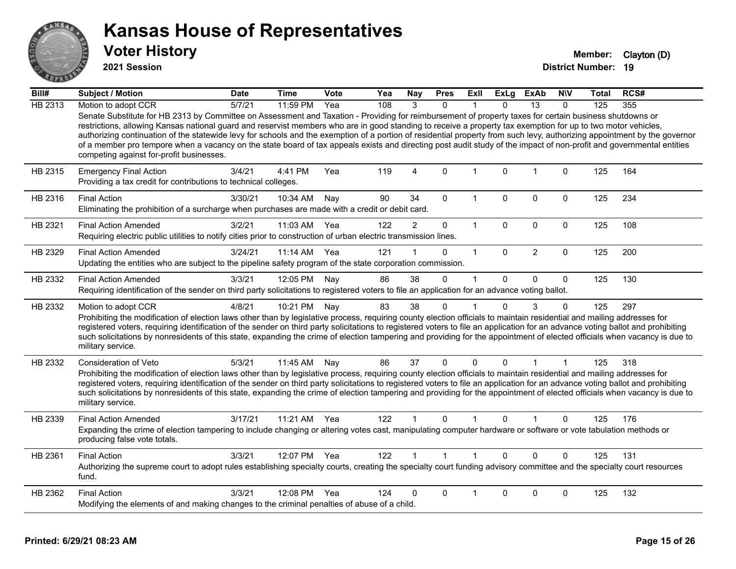# Kansas House of Representatives

## Voter History

**2021 Session**

**Member:** Clayton (D)
**District Number:** 19

| Bill# | Subject / Motion | Date | Time | Vote | Yea | Nay | Pres | ExII | ExLg | ExAb | N\V | Total | RCS# |
|---|---|---|---|---|---|---|---|---|---|---|---|---|---|
| HB 2313 | Motion to adopt CCR | 5/7/21 | 11:59 PM | Yea | 108 | 3 | 0 | 1 | 0 | 13 | 0 | 125 | 355 |
| | Senate Substitute for HB 2313 by Committee on Assessment and Taxation - Providing for reimbursement of property taxes for certain business shutdowns or restrictions, allowing Kansas national guard and reservist members who are in good standing to receive a property tax exemption for up to two motor vehicles, authorizing continuation of the statewide levy for schools and the exemption of a portion of residential property from such levy, authorizing appointment by the governor of a member pro tempore when a vacancy on the state board of tax appeals exists and directing post audit study of the impact of non-profit and governmental entities competing against for-profit businesses. | | | | | | | | | | | | |
| HB 2315 | Emergency Final Action | 3/4/21 | 4:41 PM | Yea | 119 | 4 | 0 | 1 | 0 | 1 | 0 | 125 | 164 |
| | Providing a tax credit for contributions to technical colleges. | | | | | | | | | | | | |
| HB 2316 | Final Action | 3/30/21 | 10:34 AM | Nay | 90 | 34 | 0 | 1 | 0 | 0 | 0 | 125 | 234 |
| | Eliminating the prohibition of a surcharge when purchases are made with a credit or debit card. | | | | | | | | | | | | |
| HB 2321 | Final Action Amended | 3/2/21 | 11:03 AM | Yea | 122 | 2 | 0 | 1 | 0 | 0 | 0 | 125 | 108 |
| | Requiring electric public utilities to notify cities prior to construction of urban electric transmission lines. | | | | | | | | | | | | |
| HB 2329 | Final Action Amended | 3/24/21 | 11:14 AM | Yea | 121 | 1 | 0 | 1 | 0 | 2 | 0 | 125 | 200 |
| | Updating the entities who are subject to the pipeline safety program of the state corporation commission. | | | | | | | | | | | | |
| HB 2332 | Final Action Amended | 3/3/21 | 12:05 PM | Nay | 86 | 38 | 0 | 1 | 0 | 0 | 0 | 125 | 130 |
| | Requiring identification of the sender on third party solicitations to registered voters to file an application for an advance voting ballot. | | | | | | | | | | | | |
| HB 2332 | Motion to adopt CCR | 4/8/21 | 10:21 PM | Nay | 83 | 38 | 0 | 1 | 0 | 3 | 0 | 125 | 297 |
| | Prohibiting the modification of election laws other than by legislative process, requiring county election officials to maintain residential and mailing addresses for registered voters, requiring identification of the sender on third party solicitations to registered voters to file an application for an advance voting ballot and prohibiting such solicitations by nonresidents of this state, expanding the crime of election tampering and providing for the appointment of elected officials when vacancy is due to military service. | | | | | | | | | | | | |
| HB 2332 | Consideration of Veto | 5/3/21 | 11:45 AM | Nay | 86 | 37 | 0 | 0 | 0 | 1 | 1 | 125 | 318 |
| | Prohibiting the modification of election laws other than by legislative process, requiring county election officials to maintain residential and mailing addresses for registered voters, requiring identification of the sender on third party solicitations to registered voters to file an application for an advance voting ballot and prohibiting such solicitations by nonresidents of this state, expanding the crime of election tampering and providing for the appointment of elected officials when vacancy is due to military service. | | | | | | | | | | | | |
| HB 2339 | Final Action Amended | 3/17/21 | 11:21 AM | Yea | 122 | 1 | 0 | 1 | 0 | 1 | 0 | 125 | 176 |
| | Expanding the crime of election tampering to include changing or altering votes cast, manipulating computer hardware or software or vote tabulation methods or producing false vote totals. | | | | | | | | | | | | |
| HB 2361 | Final Action | 3/3/21 | 12:07 PM | Yea | 122 | 1 | 1 | 1 | 0 | 0 | 0 | 125 | 131 |
| | Authorizing the supreme court to adopt rules establishing specialty courts, creating the specialty court funding advisory committee and the specialty court resources fund. | | | | | | | | | | | | |
| HB 2362 | Final Action | 3/3/21 | 12:08 PM | Yea | 124 | 0 | 0 | 1 | 0 | 0 | 0 | 125 | 132 |
| | Modifying the elements of and making changes to the criminal penalties of abuse of a child. | | | | | | | | | | | | |

**Printed: 6/29/21 08:23 AM**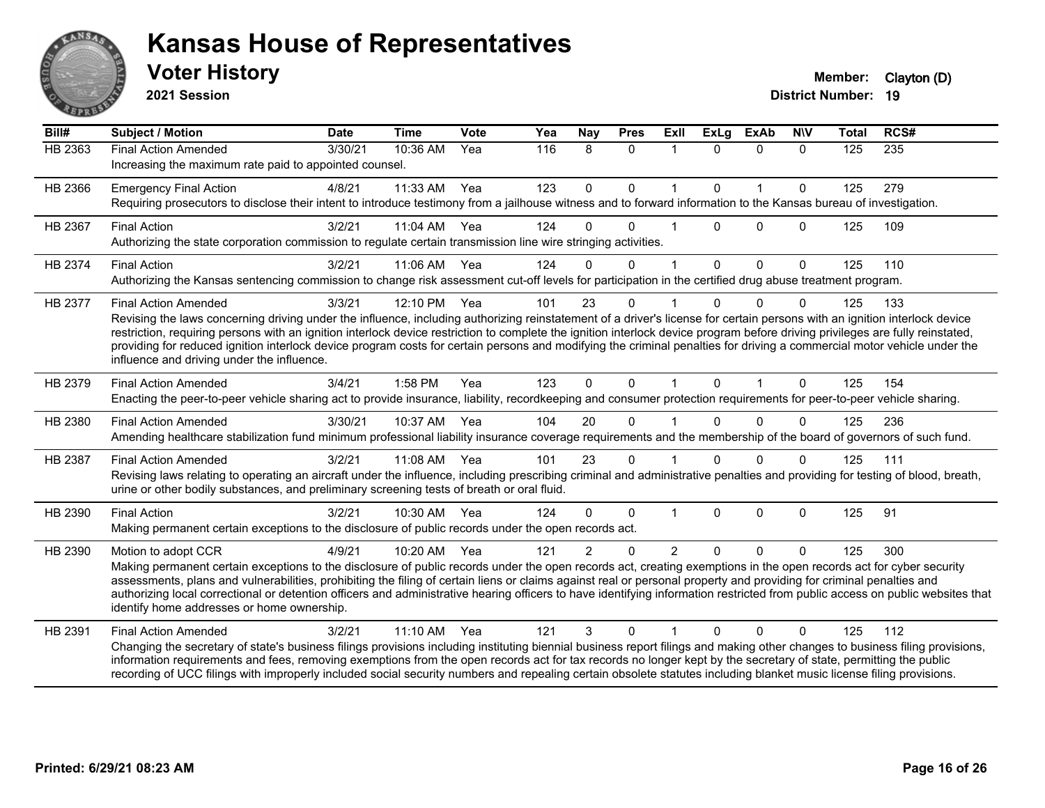# Kansas House of Representatives

## Voter History

**2021 Session**

**Member:** Clayton (D)
**District Number:** 19

| Bill# | Subject / Motion | Date | Time | Vote | Yea | Nay | Pres | ExII | ExLg | ExAb | N\V | Total | RCS# |
|---|---|---|---|---|---|---|---|---|---|---|---|---|---|
| HB 2363 | Final Action Amended | 3/30/21 | 10:36 AM | Yea | 116 | 8 | 0 | 1 | 0 | 0 | 0 | 125 | 235 |
| | Increasing the maximum rate paid to appointed counsel. | | | | | | | | | | | | |
| HB 2366 | Emergency Final Action | 4/8/21 | 11:33 AM | Yea | 123 | 0 | 0 | 1 | 0 | 1 | 0 | 125 | 279 |
| | Requiring prosecutors to disclose their intent to introduce testimony from a jailhouse witness and to forward information to the Kansas bureau of investigation. | | | | | | | | | | | | |
| HB 2367 | Final Action | 3/2/21 | 11:04 AM | Yea | 124 | 0 | 0 | 1 | 0 | 0 | 0 | 125 | 109 |
| | Authorizing the state corporation commission to regulate certain transmission line wire stringing activities. | | | | | | | | | | | | |
| HB 2374 | Final Action | 3/2/21 | 11:06 AM | Yea | 124 | 0 | 0 | 1 | 0 | 0 | 0 | 125 | 110 |
| | Authorizing the Kansas sentencing commission to change risk assessment cut-off levels for participation in the certified drug abuse treatment program. | | | | | | | | | | | | |
| HB 2377 | Final Action Amended | 3/3/21 | 12:10 PM | Yea | 101 | 23 | 0 | 1 | 0 | 0 | 0 | 125 | 133 |
| | Revising the laws concerning driving under the influence, including authorizing reinstatement of a driver's license for certain persons with an ignition interlock device restriction, requiring persons with an ignition interlock device restriction to complete the ignition interlock device program before driving privileges are fully reinstated, providing for reduced ignition interlock device program costs for certain persons and modifying the criminal penalties for driving a commercial motor vehicle under the influence and driving under the influence. | | | | | | | | | | | | |
| HB 2379 | Final Action Amended | 3/4/21 | 1:58 PM | Yea | 123 | 0 | 0 | 1 | 0 | 1 | 0 | 125 | 154 |
| | Enacting the peer-to-peer vehicle sharing act to provide insurance, liability, recordkeeping and consumer protection requirements for peer-to-peer vehicle sharing. | | | | | | | | | | | | |
| HB 2380 | Final Action Amended | 3/30/21 | 10:37 AM | Yea | 104 | 20 | 0 | 1 | 0 | 0 | 0 | 125 | 236 |
| | Amending healthcare stabilization fund minimum professional liability insurance coverage requirements and the membership of the board of governors of such fund. | | | | | | | | | | | | |
| HB 2387 | Final Action Amended | 3/2/21 | 11:08 AM | Yea | 101 | 23 | 0 | 1 | 0 | 0 | 0 | 125 | 111 |
| | Revising laws relating to operating an aircraft under the influence, including prescribing criminal and administrative penalties and providing for testing of blood, breath, urine or other bodily substances, and preliminary screening tests of breath or oral fluid. | | | | | | | | | | | | |
| HB 2390 | Final Action | 3/2/21 | 10:30 AM | Yea | 124 | 0 | 0 | 1 | 0 | 0 | 0 | 125 | 91 |
| | Making permanent certain exceptions to the disclosure of public records under the open records act. | | | | | | | | | | | | |
| HB 2390 | Motion to adopt CCR | 4/9/21 | 10:20 AM | Yea | 121 | 2 | 0 | 2 | 0 | 0 | 0 | 125 | 300 |
| | Making permanent certain exceptions to the disclosure of public records under the open records act, creating exemptions in the open records act for cyber security assessments, plans and vulnerabilities, prohibiting the filing of certain liens or claims against real or personal property and providing for criminal penalties and authorizing local correctional or detention officers and administrative hearing officers to have identifying information restricted from public access on public websites that identify home addresses or home ownership. | | | | | | | | | | | | |
| HB 2391 | Final Action Amended | 3/2/21 | 11:10 AM | Yea | 121 | 3 | 0 | 1 | 0 | 0 | 0 | 125 | 112 |
| | Changing the secretary of state's business filings provisions including instituting biennial business report filings and making other changes to business filing provisions, information requirements and fees, removing exemptions from the open records act for tax records no longer kept by the secretary of state, permitting the public recording of UCC filings with improperly included social security numbers and repealing certain obsolete statutes including blanket music license filing provisions. | | | | | | | | | | | | |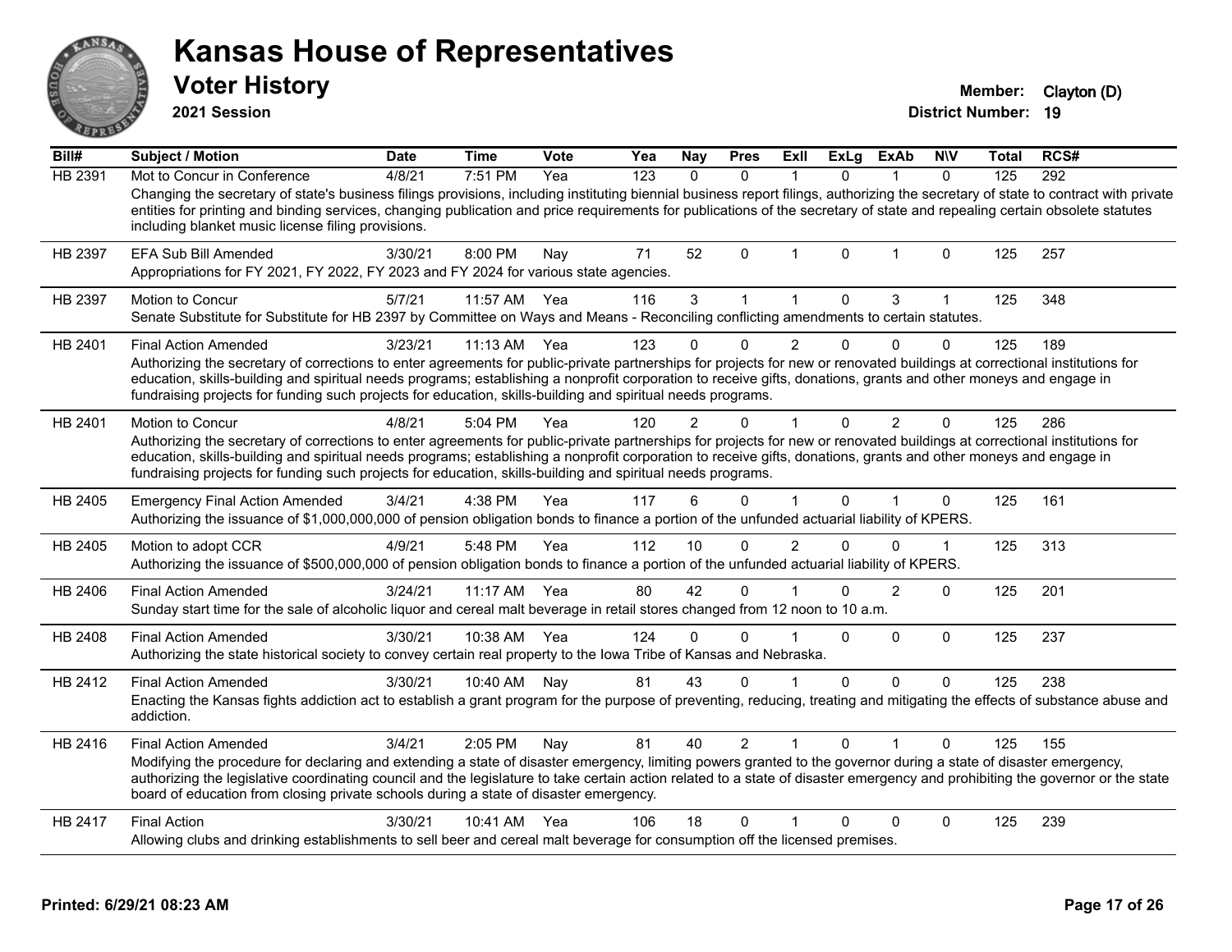# Kansas House of Representatives

## Voter History

**2021 Session**

**Member:** Clayton (D)
**District Number:** 19

| Bill# | Subject / Motion | Date | Time | Vote | Yea | Nay | Pres | ExII | ExLg | ExAb | N\V | Total | RCS# |
|---|---|---|---|---|---|---|---|---|---|---|---|---|---|
| HB 2391 | Mot to Concur in Conference | 4/8/21 | 7:51 PM | Yea | 123 | 0 | 0 | 1 | 0 | 1 | 0 | 125 | 292 |
| | Changing the secretary of state's business filings provisions, including instituting biennial business report filings, authorizing the secretary of state to contract with private entities for printing and binding services, changing publication and price requirements for publications of the secretary of state and repealing certain obsolete statutes including blanket music license filing provisions. | | | | | | | | | | | | |
| HB 2397 | EFA Sub Bill Amended | 3/30/21 | 8:00 PM | Nay | 71 | 52 | 0 | 1 | 0 | 1 | 0 | 125 | 257 |
| | Appropriations for FY 2021, FY 2022, FY 2023 and FY 2024 for various state agencies. | | | | | | | | | | | | |
| HB 2397 | Motion to Concur | 5/7/21 | 11:57 AM | Yea | 116 | 3 | 1 | 1 | 0 | 3 | 1 | 125 | 348 |
| | Senate Substitute for Substitute for HB 2397 by Committee on Ways and Means - Reconciling conflicting amendments to certain statutes. | | | | | | | | | | | | |
| HB 2401 | Final Action Amended | 3/23/21 | 11:13 AM | Yea | 123 | 0 | 0 | 2 | 0 | 0 | 0 | 125 | 189 |
| | Authorizing the secretary of corrections to enter agreements for public-private partnerships for projects for new or renovated buildings at correctional institutions for education, skills-building and spiritual needs programs; establishing a nonprofit corporation to receive gifts, donations, grants and other moneys and engage in fundraising projects for funding such projects for education, skills-building and spiritual needs programs. | | | | | | | | | | | | |
| HB 2401 | Motion to Concur | 4/8/21 | 5:04 PM | Yea | 120 | 2 | 0 | 1 | 0 | 2 | 0 | 125 | 286 |
| | Authorizing the secretary of corrections to enter agreements for public-private partnerships for projects for new or renovated buildings at correctional institutions for education, skills-building and spiritual needs programs; establishing a nonprofit corporation to receive gifts, donations, grants and other moneys and engage in fundraising projects for funding such projects for education, skills-building and spiritual needs programs. | | | | | | | | | | | | |
| HB 2405 | Emergency Final Action Amended | 3/4/21 | 4:38 PM | Yea | 117 | 6 | 0 | 1 | 0 | 1 | 0 | 125 | 161 |
| | Authorizing the issuance of $1,000,000,000 of pension obligation bonds to finance a portion of the unfunded actuarial liability of KPERS. | | | | | | | | | | | | |
| HB 2405 | Motion to adopt CCR | 4/9/21 | 5:48 PM | Yea | 112 | 10 | 0 | 2 | 0 | 0 | 1 | 125 | 313 |
| | Authorizing the issuance of $500,000,000 of pension obligation bonds to finance a portion of the unfunded actuarial liability of KPERS. | | | | | | | | | | | | |
| HB 2406 | Final Action Amended | 3/24/21 | 11:17 AM | Yea | 80 | 42 | 0 | 1 | 0 | 2 | 0 | 125 | 201 |
| | Sunday start time for the sale of alcoholic liquor and cereal malt beverage in retail stores changed from 12 noon to 10 a.m. | | | | | | | | | | | | |
| HB 2408 | Final Action Amended | 3/30/21 | 10:38 AM | Yea | 124 | 0 | 0 | 1 | 0 | 0 | 0 | 125 | 237 |
| | Authorizing the state historical society to convey certain real property to the Iowa Tribe of Kansas and Nebraska. | | | | | | | | | | | | |
| HB 2412 | Final Action Amended | 3/30/21 | 10:40 AM | Nay | 81 | 43 | 0 | 1 | 0 | 0 | 0 | 125 | 238 |
| | Enacting the Kansas fights addiction act to establish a grant program for the purpose of preventing, reducing, treating and mitigating the effects of substance abuse and addiction. | | | | | | | | | | | | |
| HB 2416 | Final Action Amended | 3/4/21 | 2:05 PM | Nay | 81 | 40 | 2 | 1 | 0 | 1 | 0 | 125 | 155 |
| | Modifying the procedure for declaring and extending a state of disaster emergency, limiting powers granted to the governor during a state of disaster emergency, authorizing the legislative coordinating council and the legislature to take certain action related to a state of disaster emergency and prohibiting the governor or the state board of education from closing private schools during a state of disaster emergency. | | | | | | | | | | | | |
| HB 2417 | Final Action | 3/30/21 | 10:41 AM | Yea | 106 | 18 | 0 | 1 | 0 | 0 | 0 | 125 | 239 |
| | Allowing clubs and drinking establishments to sell beer and cereal malt beverage for consumption off the licensed premises. | | | | | | | | | | | | |

Printed: 6/29/21 08:23 AM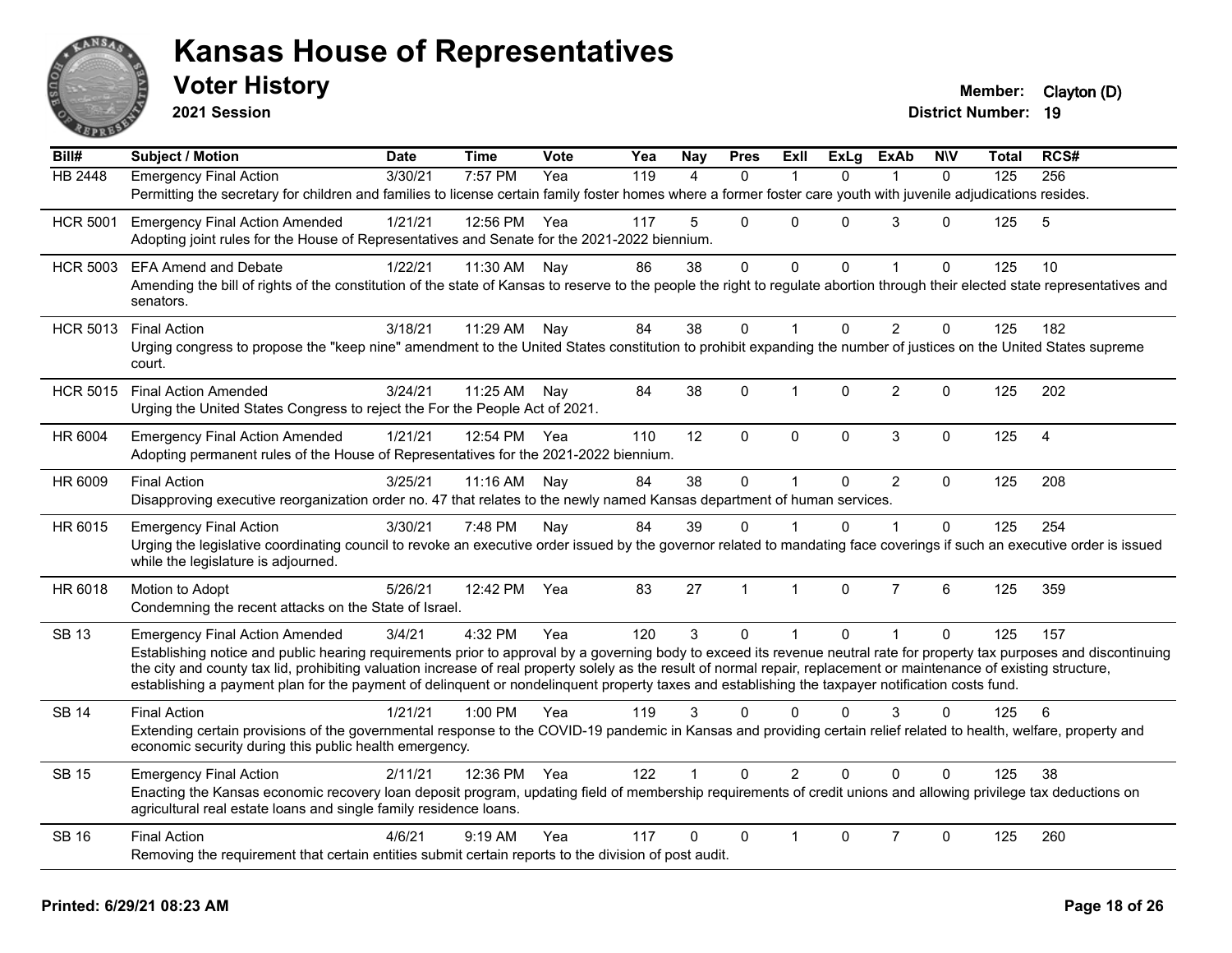# Kansas House of Representatives

## Voter History

**2021 Session**

**Member:** Clayton (D)
**District Number:** 19

| Bill# | Subject / Motion | Date | Time | Vote | Yea | Nay | Pres | ExII | ExLg | ExAb | N\V | Total | RCS# |
|---|---|---|---|---|---|---|---|---|---|---|---|---|---|
| HB 2448 | Emergency Final Action | 3/30/21 | 7:57 PM | Yea | 119 | 4 | 0 | 1 | 0 | 1 | 0 | 125 | 256 |
| | Permitting the secretary for children and families to license certain family foster homes where a former foster care youth with juvenile adjudications resides. | | | | | | | | | | | | |
| HCR 5001 | Emergency Final Action Amended | 1/21/21 | 12:56 PM | Yea | 117 | 5 | 0 | 0 | 0 | 3 | 0 | 125 | 5 |
| | Adopting joint rules for the House of Representatives and Senate for the 2021-2022 biennium. | | | | | | | | | | | | |
| HCR 5003 | EFA Amend and Debate | 1/22/21 | 11:30 AM | Nay | 86 | 38 | 0 | 0 | 0 | 1 | 0 | 125 | 10 |
| | Amending the bill of rights of the constitution of the state of Kansas to reserve to the people the right to regulate abortion through their elected state representatives and senators. | | | | | | | | | | | | |
| HCR 5013 | Final Action | 3/18/21 | 11:29 AM | Nay | 84 | 38 | 0 | 1 | 0 | 2 | 0 | 125 | 182 |
| | Urging congress to propose the "keep nine" amendment to the United States constitution to prohibit expanding the number of justices on the United States supreme court. | | | | | | | | | | | | |
| HCR 5015 | Final Action Amended | 3/24/21 | 11:25 AM | Nay | 84 | 38 | 0 | 1 | 0 | 2 | 0 | 125 | 202 |
| | Urging the United States Congress to reject the For the People Act of 2021. | | | | | | | | | | | | |
| HR 6004 | Emergency Final Action Amended | 1/21/21 | 12:54 PM | Yea | 110 | 12 | 0 | 0 | 0 | 3 | 0 | 125 | 4 |
| | Adopting permanent rules of the House of Representatives for the 2021-2022 biennium. | | | | | | | | | | | | |
| HR 6009 | Final Action | 3/25/21 | 11:16 AM | Nay | 84 | 38 | 0 | 1 | 0 | 2 | 0 | 125 | 208 |
| | Disapproving executive reorganization order no. 47 that relates to the newly named Kansas department of human services. | | | | | | | | | | | | |
| HR 6015 | Emergency Final Action | 3/30/21 | 7:48 PM | Nay | 84 | 39 | 0 | 1 | 0 | 1 | 0 | 125 | 254 |
| | Urging the legislative coordinating council to revoke an executive order issued by the governor related to mandating face coverings if such an executive order is issued while the legislature is adjourned. | | | | | | | | | | | | |
| HR 6018 | Motion to Adopt | 5/26/21 | 12:42 PM | Yea | 83 | 27 | 1 | 1 | 0 | 7 | 6 | 125 | 359 |
| | Condemning the recent attacks on the State of Israel. | | | | | | | | | | | | |
| SB 13 | Emergency Final Action Amended | 3/4/21 | 4:32 PM | Yea | 120 | 3 | 0 | 1 | 0 | 1 | 0 | 125 | 157 |
| | Establishing notice and public hearing requirements prior to approval by a governing body to exceed its revenue neutral rate for property tax purposes and discontinuing the city and county tax lid, prohibiting valuation increase of real property solely as the result of normal repair, replacement or maintenance of existing structure, establishing a payment plan for the payment of delinquent or nondelinquent property taxes and establishing the taxpayer notification costs fund. | | | | | | | | | | | | |
| SB 14 | Final Action | 1/21/21 | 1:00 PM | Yea | 119 | 3 | 0 | 0 | 0 | 3 | 0 | 125 | 6 |
| | Extending certain provisions of the governmental response to the COVID-19 pandemic in Kansas and providing certain relief related to health, welfare, property and economic security during this public health emergency. | | | | | | | | | | | | |
| SB 15 | Emergency Final Action | 2/11/21 | 12:36 PM | Yea | 122 | 1 | 0 | 2 | 0 | 0 | 0 | 125 | 38 |
| | Enacting the Kansas economic recovery loan deposit program, updating field of membership requirements of credit unions and allowing privilege tax deductions on agricultural real estate loans and single family residence loans. | | | | | | | | | | | | |
| SB 16 | Final Action | 4/6/21 | 9:19 AM | Yea | 117 | 0 | 0 | 1 | 0 | 7 | 0 | 125 | 260 |
| | Removing the requirement that certain entities submit certain reports to the division of post audit. | | | | | | | | | | | | |

**Printed: 6/29/21 08:23 AM**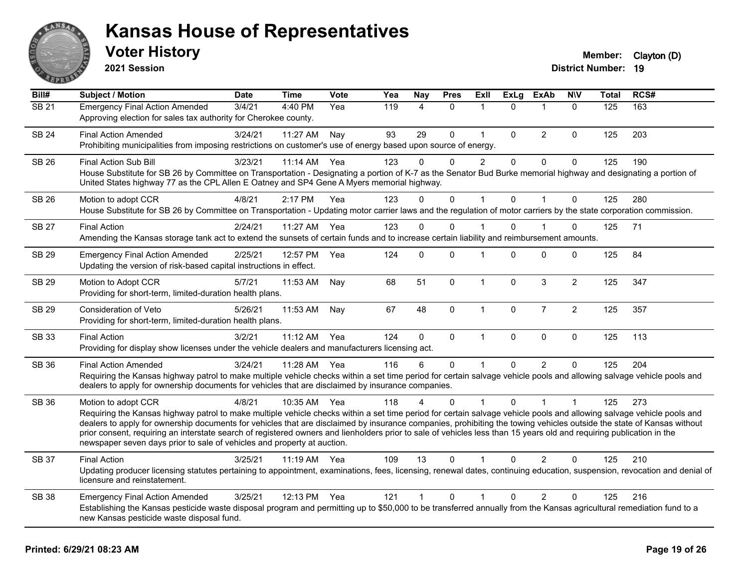# Kansas House of Representatives

## Voter History

**2021 Session**

**Member:** Clayton (D)
**District Number:** 19

| Bill# | Subject / Motion | Date | Time | Vote | Yea | Nay | Pres | ExII | ExLg | ExAb | N\V | Total | RCS# |
|---|---|---|---|---|---|---|---|---|---|---|---|---|---|
| SB 21 | Emergency Final Action Amended | 3/4/21 | 4:40 PM | Yea | 119 | 4 | 0 | 1 | 0 | 1 | 0 | 125 | 163 |
| | Approving election for sales tax authority for Cherokee county. | | | | | | | | | | | | |
| SB 24 | Final Action Amended | 3/24/21 | 11:27 AM | Nay | 93 | 29 | 0 | 1 | 0 | 2 | 0 | 125 | 203 |
| | Prohibiting municipalities from imposing restrictions on customer's use of energy based upon source of energy. | | | | | | | | | | | | |
| SB 26 | Final Action Sub Bill | 3/23/21 | 11:14 AM | Yea | 123 | 0 | 0 | 2 | 0 | 0 | 0 | 125 | 190 |
| | House Substitute for SB 26 by Committee on Transportation - Designating a portion of K-7 as the Senator Bud Burke memorial highway and designating a portion of United States highway 77 as the CPL Allen E Oatney and SP4 Gene A Myers memorial highway. | | | | | | | | | | | | |
| SB 26 | Motion to adopt CCR | 4/8/21 | 2:17 PM | Yea | 123 | 0 | 0 | 1 | 0 | 1 | 0 | 125 | 280 |
| | House Substitute for SB 26 by Committee on Transportation - Updating motor carrier laws and the regulation of motor carriers by the state corporation commission. | | | | | | | | | | | | |
| SB 27 | Final Action | 2/24/21 | 11:27 AM | Yea | 123 | 0 | 0 | 1 | 0 | 1 | 0 | 125 | 71 |
| | Amending the Kansas storage tank act to extend the sunsets of certain funds and to increase certain liability and reimbursement amounts. | | | | | | | | | | | | |
| SB 29 | Emergency Final Action Amended | 2/25/21 | 12:57 PM | Yea | 124 | 0 | 0 | 1 | 0 | 0 | 0 | 125 | 84 |
| | Updating the version of risk-based capital instructions in effect. | | | | | | | | | | | | |
| SB 29 | Motion to Adopt CCR | 5/7/21 | 11:53 AM | Nay | 68 | 51 | 0 | 1 | 0 | 3 | 2 | 125 | 347 |
| | Providing for short-term, limited-duration health plans. | | | | | | | | | | | | |
| SB 29 | Consideration of Veto | 5/26/21 | 11:53 AM | Nay | 67 | 48 | 0 | 1 | 0 | 7 | 2 | 125 | 357 |
| | Providing for short-term, limited-duration health plans. | | | | | | | | | | | | |
| SB 33 | Final Action | 3/2/21 | 11:12 AM | Yea | 124 | 0 | 0 | 1 | 0 | 0 | 0 | 125 | 113 |
| | Providing for display show licenses under the vehicle dealers and manufacturers licensing act. | | | | | | | | | | | | |
| SB 36 | Final Action Amended | 3/24/21 | 11:28 AM | Yea | 116 | 6 | 0 | 1 | 0 | 2 | 0 | 125 | 204 |
| | Requiring the Kansas highway patrol to make multiple vehicle checks within a set time period for certain salvage vehicle pools and allowing salvage vehicle pools and dealers to apply for ownership documents for vehicles that are disclaimed by insurance companies. | | | | | | | | | | | | |
| SB 36 | Motion to adopt CCR | 4/8/21 | 10:35 AM | Yea | 118 | 4 | 0 | 1 | 0 | 1 | 1 | 125 | 273 |
| | Requiring the Kansas highway patrol to make multiple vehicle checks within a set time period for certain salvage vehicle pools and allowing salvage vehicle pools and dealers to apply for ownership documents for vehicles that are disclaimed by insurance companies, prohibiting the towing vehicles outside the state of Kansas without prior consent, requiring an interstate search of registered owners and lienholders prior to sale of vehicles less than 15 years old and requiring publication in the newspaper seven days prior to sale of vehicles and property at auction. | | | | | | | | | | | | |
| SB 37 | Final Action | 3/25/21 | 11:19 AM | Yea | 109 | 13 | 0 | 1 | 0 | 2 | 0 | 125 | 210 |
| | Updating producer licensing statutes pertaining to appointment, examinations, fees, licensing, renewal dates, continuing education, suspension, revocation and denial of licensure and reinstatement. | | | | | | | | | | | | |
| SB 38 | Emergency Final Action Amended | 3/25/21 | 12:13 PM | Yea | 121 | 1 | 0 | 1 | 0 | 2 | 0 | 125 | 216 |
| | Establishing the Kansas pesticide waste disposal program and permitting up to $50,000 to be transferred annually from the Kansas agricultural remediation fund to a new Kansas pesticide waste disposal fund. | | | | | | | | | | | | |

**Printed: 6/29/21 08:23 AM**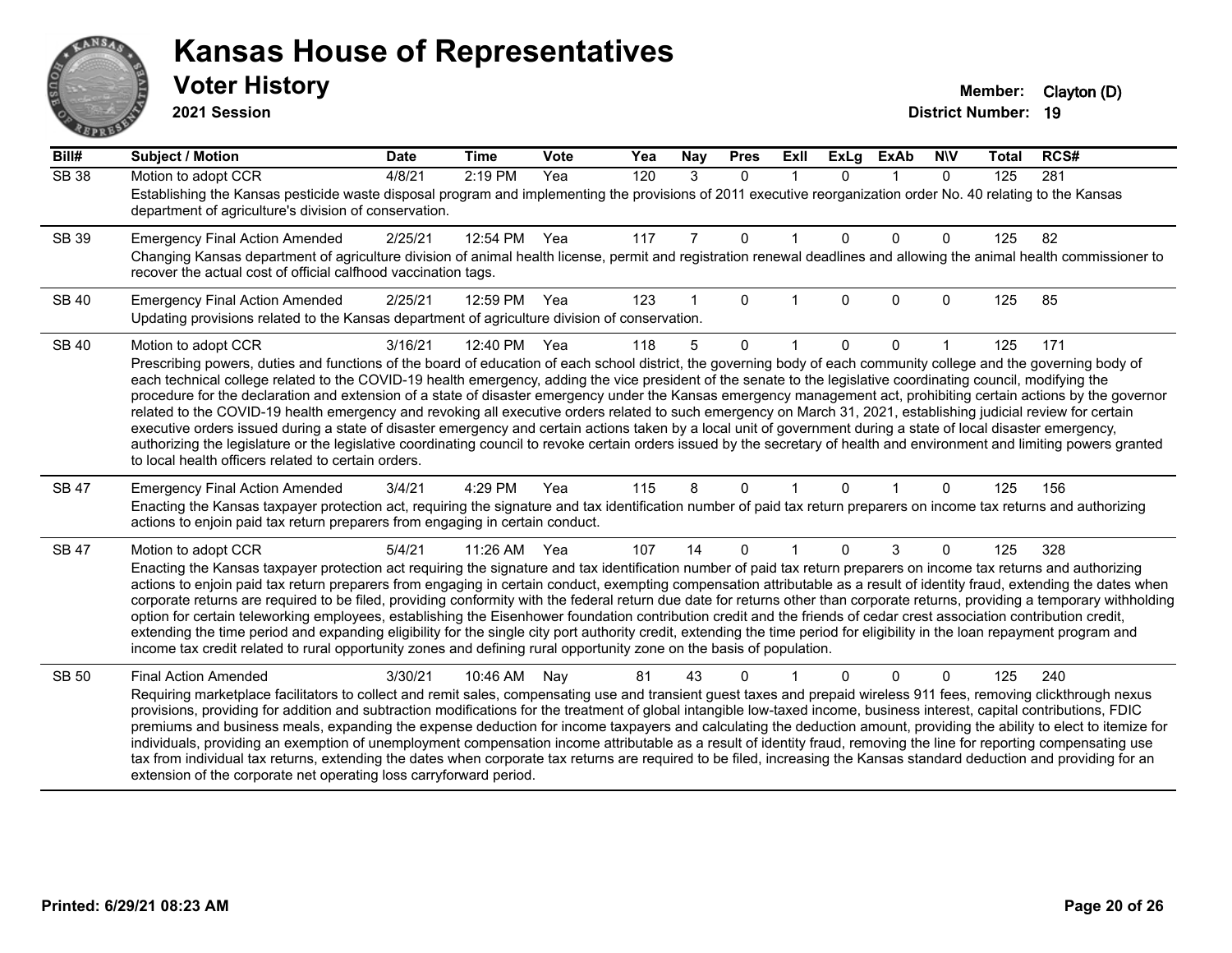# Kansas House of Representatives

## Voter History

**2021 Session**

**Member:** Clayton (D)
**District Number:** 19

| Bill# | Subject / Motion | Date | Time | Vote | Yea | Nay | Pres | ExII | ExLg | ExAb | N\V | Total | RCS# |
|---|---|---|---|---|---|---|---|---|---|---|---|---|---|
| SB 38 | Motion to adopt CCR | 4/8/21 | 2:19 PM | Yea | 120 | 3 | 0 | 1 | 0 | 1 | 0 | 125 | 281 |
| | Establishing the Kansas pesticide waste disposal program and implementing the provisions of 2011 executive reorganization order No. 40 relating to the Kansas department of agriculture's division of conservation. | | | | | | | | | | | | |
| SB 39 | Emergency Final Action Amended | 2/25/21 | 12:54 PM | Yea | 117 | 7 | 0 | 1 | 0 | 0 | 0 | 125 | 82 |
| | Changing Kansas department of agriculture division of animal health license, permit and registration renewal deadlines and allowing the animal health commissioner to recover the actual cost of official calfhood vaccination tags. | | | | | | | | | | | | |
| SB 40 | Emergency Final Action Amended | 2/25/21 | 12:59 PM | Yea | 123 | 1 | 0 | 1 | 0 | 0 | 0 | 125 | 85 |
| | Updating provisions related to the Kansas department of agriculture division of conservation. | | | | | | | | | | | | |
| SB 40 | Motion to adopt CCR | 3/16/21 | 12:40 PM | Yea | 118 | 5 | 0 | 1 | 0 | 0 | 1 | 125 | 171 |
| | Prescribing powers, duties and functions of the board of education of each school district, the governing body of each community college and the governing body of each technical college related to the COVID-19 health emergency, adding the vice president of the senate to the legislative coordinating council, modifying the procedure for the declaration and extension of a state of disaster emergency under the Kansas emergency management act, prohibiting certain actions by the governor related to the COVID-19 health emergency and revoking all executive orders related to such emergency on March 31, 2021, establishing judicial review for certain executive orders issued during a state of disaster emergency and certain actions taken by a local unit of government during a state of local disaster emergency, authorizing the legislature or the legislative coordinating council to revoke certain orders issued by the secretary of health and environment and limiting powers granted to local health officers related to certain orders. | | | | | | | | | | | | |
| SB 47 | Emergency Final Action Amended | 3/4/21 | 4:29 PM | Yea | 115 | 8 | 0 | 1 | 0 | 1 | 0 | 125 | 156 |
| | Enacting the Kansas taxpayer protection act, requiring the signature and tax identification number of paid tax return preparers on income tax returns and authorizing actions to enjoin paid tax return preparers from engaging in certain conduct. | | | | | | | | | | | | |
| SB 47 | Motion to adopt CCR | 5/4/21 | 11:26 AM | Yea | 107 | 14 | 0 | 1 | 0 | 3 | 0 | 125 | 328 |
| | Enacting the Kansas taxpayer protection act requiring the signature and tax identification number of paid tax return preparers on income tax returns and authorizing actions to enjoin paid tax return preparers from engaging in certain conduct, exempting compensation attributable as a result of identity fraud, extending the dates when corporate returns are required to be filed, providing conformity with the federal return due date for returns other than corporate returns, providing a temporary withholding option for certain teleworking employees, establishing the Eisenhower foundation contribution credit and the friends of cedar crest association contribution credit, extending the time period and expanding eligibility for the single city port authority credit, extending the time period for eligibility in the loan repayment program and income tax credit related to rural opportunity zones and defining rural opportunity zone on the basis of population. | | | | | | | | | | | | |
| SB 50 | Final Action Amended | 3/30/21 | 10:46 AM | Nay | 81 | 43 | 0 | 1 | 0 | 0 | 0 | 125 | 240 |
| | Requiring marketplace facilitators to collect and remit sales, compensating use and transient guest taxes and prepaid wireless 911 fees, removing clickthrough nexus provisions, providing for addition and subtraction modifications for the treatment of global intangible low-taxed income, business interest, capital contributions, FDIC premiums and business meals, expanding the expense deduction for income taxpayers and calculating the deduction amount, providing the ability to elect to itemize for individuals, providing an exemption of unemployment compensation income attributable as a result of identity fraud, removing the line for reporting compensating use tax from individual tax returns, extending the dates when corporate tax returns are required to be filed, increasing the Kansas standard deduction and providing for an extension of the corporate net operating loss carryforward period. | | | | | | | | | | | | |

**Printed: 6/29/21 08:23 AM**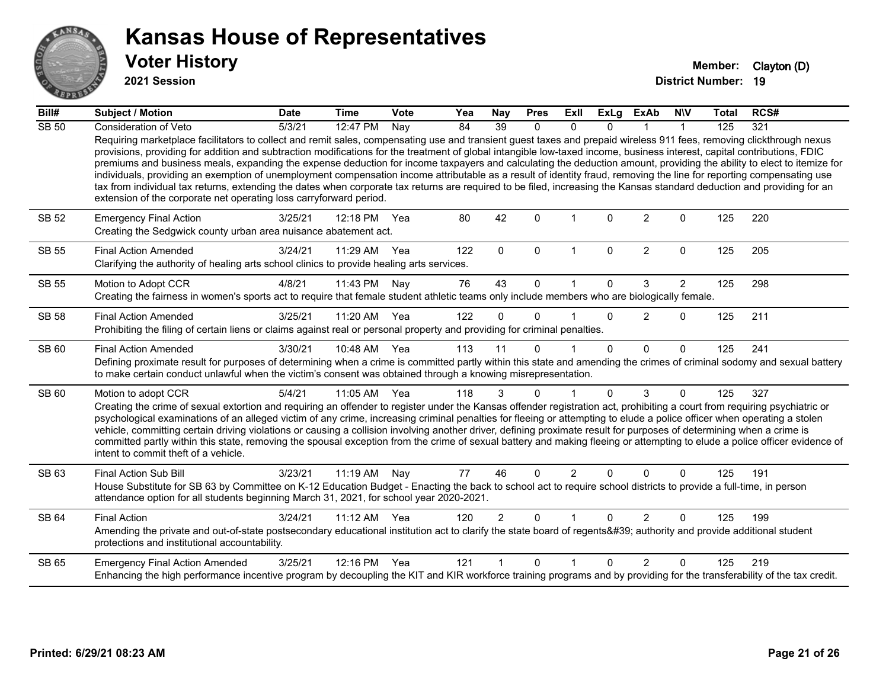# Kansas House of Representatives

## Voter History

**2021 Session**

**Member:** Clayton (D)
**District Number:** 19

| Bill# | Subject / Motion | Date | Time | Vote | Yea | Nay | Pres | ExII | ExLg | ExAb | N\V | Total | RCS# |
|---|---|---|---|---|---|---|---|---|---|---|---|---|---|
| SB 50 | Consideration of Veto | 5/3/21 | 12:47 PM | Nay | 84 | 39 | 0 | 0 | 0 | 1 | 1 | 125 | 321 |
| | Requiring marketplace facilitators to collect and remit sales, compensating use and transient guest taxes and prepaid wireless 911 fees, removing clickthrough nexus provisions, providing for addition and subtraction modifications for the treatment of global intangible low-taxed income, business interest, capital contributions, FDIC premiums and business meals, expanding the expense deduction for income taxpayers and calculating the deduction amount, providing the ability to elect to itemize for individuals, providing an exemption of unemployment compensation income attributable as a result of identity fraud, removing the line for reporting compensating use tax from individual tax returns, extending the dates when corporate tax returns are required to be filed, increasing the Kansas standard deduction and providing for an extension of the corporate net operating loss carryforward period. | | | | | | | | | | | | |
| SB 52 | Emergency Final Action | 3/25/21 | 12:18 PM | Yea | 80 | 42 | 0 | 1 | 0 | 2 | 0 | 125 | 220 |
| | Creating the Sedgwick county urban area nuisance abatement act. | | | | | | | | | | | | |
| SB 55 | Final Action Amended | 3/24/21 | 11:29 AM | Yea | 122 | 0 | 0 | 1 | 0 | 2 | 0 | 125 | 205 |
| | Clarifying the authority of healing arts school clinics to provide healing arts services. | | | | | | | | | | | | |
| SB 55 | Motion to Adopt CCR | 4/8/21 | 11:43 PM | Nay | 76 | 43 | 0 | 1 | 0 | 3 | 2 | 125 | 298 |
| | Creating the fairness in women's sports act to require that female student athletic teams only include members who are biologically female. | | | | | | | | | | | | |
| SB 58 | Final Action Amended | 3/25/21 | 11:20 AM | Yea | 122 | 0 | 0 | 1 | 0 | 2 | 0 | 125 | 211 |
| | Prohibiting the filing of certain liens or claims against real or personal property and providing for criminal penalties. | | | | | | | | | | | | |
| SB 60 | Final Action Amended | 3/30/21 | 10:48 AM | Yea | 113 | 11 | 0 | 1 | 0 | 0 | 0 | 125 | 241 |
| | Defining proximate result for purposes of determining when a crime is committed partly within this state and amending the crimes of criminal sodomy and sexual battery to make certain conduct unlawful when the victim's consent was obtained through a knowing misrepresentation. | | | | | | | | | | | | |
| SB 60 | Motion to adopt CCR | 5/4/21 | 11:05 AM | Yea | 118 | 3 | 0 | 1 | 0 | 3 | 0 | 125 | 327 |
| | Creating the crime of sexual extortion and requiring an offender to register under the Kansas offender registration act, prohibiting a court from requiring psychiatric or psychological examinations of an alleged victim of any crime, increasing criminal penalties for fleeing or attempting to elude a police officer when operating a stolen vehicle, committing certain driving violations or causing a collision involving another driver, defining proximate result for purposes of determining when a crime is committed partly within this state, removing the spousal exception from the crime of sexual battery and making fleeing or attempting to elude a police officer evidence of intent to commit theft of a vehicle. | | | | | | | | | | | | |
| SB 63 | Final Action Sub Bill | 3/23/21 | 11:19 AM | Nay | 77 | 46 | 0 | 2 | 0 | 0 | 0 | 125 | 191 |
| | House Substitute for SB 63 by Committee on K-12 Education Budget - Enacting the back to school act to require school districts to provide a full-time, in person attendance option for all students beginning March 31, 2021, for school year 2020-2021. | | | | | | | | | | | | |
| SB 64 | Final Action | 3/24/21 | 11:12 AM | Yea | 120 | 2 | 0 | 1 | 0 | 2 | 0 | 125 | 199 |
| | Amending the private and out-of-state postsecondary educational institution act to clarify the state board of regents&#39; authority and provide additional student protections and institutional accountability. | | | | | | | | | | | | |
| SB 65 | Emergency Final Action Amended | 3/25/21 | 12:16 PM | Yea | 121 | 1 | 0 | 1 | 0 | 2 | 0 | 125 | 219 |
| | Enhancing the high performance incentive program by decoupling the KIT and KIR workforce training programs and by providing for the transferability of the tax credit. | | | | | | | | | | | | |

**Printed: 6/29/21 08:23 AM**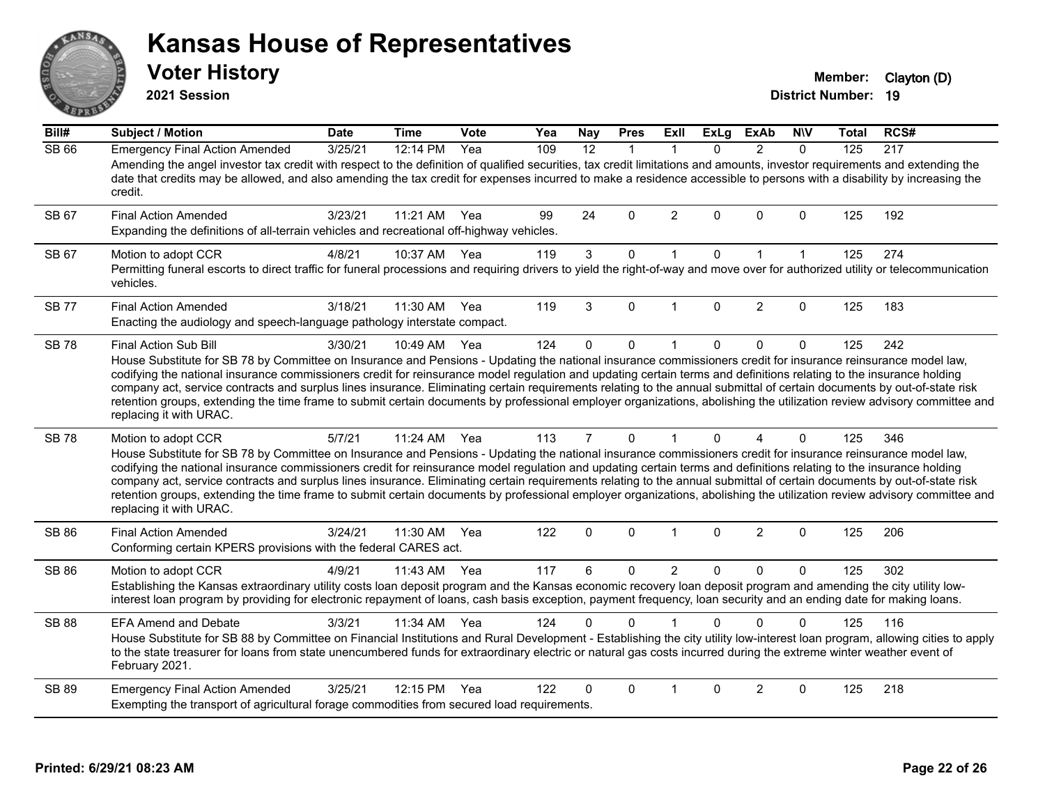# Kansas House of Representatives

## Voter History

**2021 Session**

**Member:** Clayton (D)
**District Number:** 19

| Bill# | Subject / Motion | Date | Time | Vote | Yea | Nay | Pres | ExII | ExLg | ExAb | N\V | Total | RCS# |
|---|---|---|---|---|---|---|---|---|---|---|---|---|---|
| SB 66 | Emergency Final Action Amended | 3/25/21 | 12:14 PM | Yea | 109 | 12 | 1 | 1 | 0 | 2 | 0 | 125 | 217 |
| | Amending the angel investor tax credit with respect to the definition of qualified securities, tax credit limitations and amounts, investor requirements and extending the date that credits may be allowed, and also amending the tax credit for expenses incurred to make a residence accessible to persons with a disability by increasing the credit. | | | | | | | | | | | | |
| SB 67 | Final Action Amended | 3/23/21 | 11:21 AM | Yea | 99 | 24 | 0 | 2 | 0 | 0 | 0 | 125 | 192 |
| | Expanding the definitions of all-terrain vehicles and recreational off-highway vehicles. | | | | | | | | | | | | |
| SB 67 | Motion to adopt CCR | 4/8/21 | 10:37 AM | Yea | 119 | 3 | 0 | 1 | 0 | 1 | 1 | 125 | 274 |
| | Permitting funeral escorts to direct traffic for funeral processions and requiring drivers to yield the right-of-way and move over for authorized utility or telecommunication vehicles. | | | | | | | | | | | | |
| SB 77 | Final Action Amended | 3/18/21 | 11:30 AM | Yea | 119 | 3 | 0 | 1 | 0 | 2 | 0 | 125 | 183 |
| | Enacting the audiology and speech-language pathology interstate compact. | | | | | | | | | | | | |
| SB 78 | Final Action Sub Bill | 3/30/21 | 10:49 AM | Yea | 124 | 0 | 0 | 1 | 0 | 0 | 0 | 125 | 242 |
| | House Substitute for SB 78 by Committee on Insurance and Pensions - Updating the national insurance commissioners credit for insurance reinsurance model law, codifying the national insurance commissioners credit for reinsurance model regulation and updating certain terms and definitions relating to the insurance holding company act, service contracts and surplus lines insurance. Eliminating certain requirements relating to the annual submittal of certain documents by out-of-state risk retention groups, extending the time frame to submit certain documents by professional employer organizations, abolishing the utilization review advisory committee and replacing it with URAC. | | | | | | | | | | | | |
| SB 78 | Motion to adopt CCR | 5/7/21 | 11:24 AM | Yea | 113 | 7 | 0 | 1 | 0 | 4 | 0 | 125 | 346 |
| | House Substitute for SB 78 by Committee on Insurance and Pensions - Updating the national insurance commissioners credit for insurance reinsurance model law, codifying the national insurance commissioners credit for reinsurance model regulation and updating certain terms and definitions relating to the insurance holding company act, service contracts and surplus lines insurance. Eliminating certain requirements relating to the annual submittal of certain documents by out-of-state risk retention groups, extending the time frame to submit certain documents by professional employer organizations, abolishing the utilization review advisory committee and replacing it with URAC. | | | | | | | | | | | | |
| SB 86 | Final Action Amended | 3/24/21 | 11:30 AM | Yea | 122 | 0 | 0 | 1 | 0 | 2 | 0 | 125 | 206 |
| | Conforming certain KPERS provisions with the federal CARES act. | | | | | | | | | | | | |
| SB 86 | Motion to adopt CCR | 4/9/21 | 11:43 AM | Yea | 117 | 6 | 0 | 2 | 0 | 0 | 0 | 125 | 302 |
| | Establishing the Kansas extraordinary utility costs loan deposit program and the Kansas economic recovery loan deposit program and amending the city utility low-interest loan program by providing for electronic repayment of loans, cash basis exception, payment frequency, loan security and an ending date for making loans. | | | | | | | | | | | | |
| SB 88 | EFA Amend and Debate | 3/3/21 | 11:34 AM | Yea | 124 | 0 | 0 | 1 | 0 | 0 | 0 | 125 | 116 |
| | House Substitute for SB 88 by Committee on Financial Institutions and Rural Development - Establishing the city utility low-interest loan program, allowing cities to apply to the state treasurer for loans from state unencumbered funds for extraordinary electric or natural gas costs incurred during the extreme winter weather event of February 2021. | | | | | | | | | | | | |
| SB 89 | Emergency Final Action Amended | 3/25/21 | 12:15 PM | Yea | 122 | 0 | 0 | 1 | 0 | 2 | 0 | 125 | 218 |
| | Exempting the transport of agricultural forage commodities from secured load requirements. | | | | | | | | | | | | |

**Printed: 6/29/21 08:23 AM**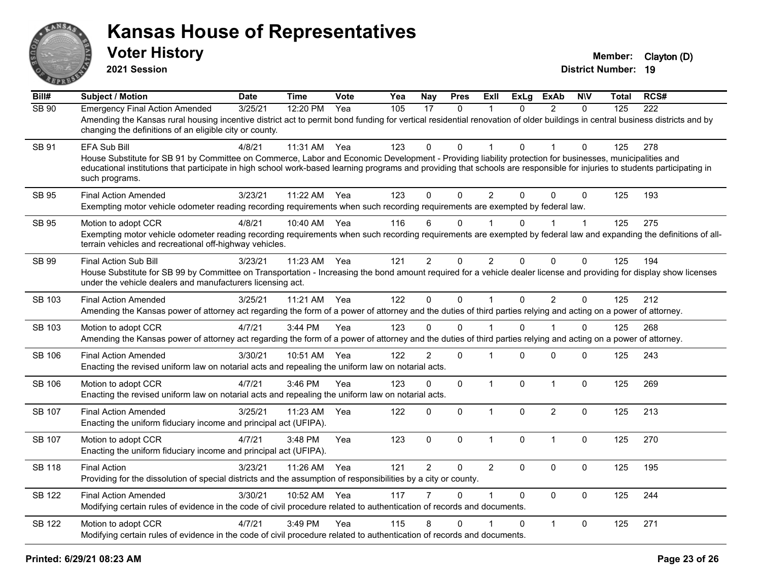# Kansas House of Representatives

## Voter History

**2021 Session**

**Member:** Clayton (D)

**District Number:** 19

| Bill# | Subject / Motion | Date | Time | Vote | Yea | Nay | Pres | ExII | ExLg | ExAb | N\V | Total | RCS# |
|---|---|---|---|---|---|---|---|---|---|---|---|---|---|
| SB 90 | Emergency Final Action Amended | 3/25/21 | 12:20 PM | Yea | 105 | 17 | 0 | 1 | 0 | 2 | 0 | 125 | 222 |
| | Amending the Kansas rural housing incentive district act to permit bond funding for vertical residential renovation of older buildings in central business districts and by changing the definitions of an eligible city or county. | | | | | | | | | | | | |
| SB 91 | EFA Sub Bill | 4/8/21 | 11:31 AM | Yea | 123 | 0 | 0 | 1 | 0 | 1 | 0 | 125 | 278 |
| | House Substitute for SB 91 by Committee on Commerce, Labor and Economic Development - Providing liability protection for businesses, municipalities and educational institutions that participate in high school work-based learning programs and providing that schools are responsible for injuries to students participating in such programs. | | | | | | | | | | | | |
| SB 95 | Final Action Amended | 3/23/21 | 11:22 AM | Yea | 123 | 0 | 0 | 2 | 0 | 0 | 0 | 125 | 193 |
| | Exempting motor vehicle odometer reading recording requirements when such recording requirements are exempted by federal law. | | | | | | | | | | | | |
| SB 95 | Motion to adopt CCR | 4/8/21 | 10:40 AM | Yea | 116 | 6 | 0 | 1 | 0 | 1 | 1 | 125 | 275 |
| | Exempting motor vehicle odometer reading recording requirements when such recording requirements are exempted by federal law and expanding the definitions of all-terrain vehicles and recreational off-highway vehicles. | | | | | | | | | | | | |
| SB 99 | Final Action Sub Bill | 3/23/21 | 11:23 AM | Yea | 121 | 2 | 0 | 2 | 0 | 0 | 0 | 125 | 194 |
| | House Substitute for SB 99 by Committee on Transportation - Increasing the bond amount required for a vehicle dealer license and providing for display show licenses under the vehicle dealers and manufacturers licensing act. | | | | | | | | | | | | |
| SB 103 | Final Action Amended | 3/25/21 | 11:21 AM | Yea | 122 | 0 | 0 | 1 | 0 | 2 | 0 | 125 | 212 |
| | Amending the Kansas power of attorney act regarding the form of a power of attorney and the duties of third parties relying and acting on a power of attorney. | | | | | | | | | | | | |
| SB 103 | Motion to adopt CCR | 4/7/21 | 3:44 PM | Yea | 123 | 0 | 0 | 1 | 0 | 1 | 0 | 125 | 268 |
| | Amending the Kansas power of attorney act regarding the form of a power of attorney and the duties of third parties relying and acting on a power of attorney. | | | | | | | | | | | | |
| SB 106 | Final Action Amended | 3/30/21 | 10:51 AM | Yea | 122 | 2 | 0 | 1 | 0 | 0 | 0 | 125 | 243 |
| | Enacting the revised uniform law on notarial acts and repealing the uniform law on notarial acts. | | | | | | | | | | | | |
| SB 106 | Motion to adopt CCR | 4/7/21 | 3:46 PM | Yea | 123 | 0 | 0 | 1 | 0 | 1 | 0 | 125 | 269 |
| | Enacting the revised uniform law on notarial acts and repealing the uniform law on notarial acts. | | | | | | | | | | | | |
| SB 107 | Final Action Amended | 3/25/21 | 11:23 AM | Yea | 122 | 0 | 0 | 1 | 0 | 2 | 0 | 125 | 213 |
| | Enacting the uniform fiduciary income and principal act (UFIPA). | | | | | | | | | | | | |
| SB 107 | Motion to adopt CCR | 4/7/21 | 3:48 PM | Yea | 123 | 0 | 0 | 1 | 0 | 1 | 0 | 125 | 270 |
| | Enacting the uniform fiduciary income and principal act (UFIPA). | | | | | | | | | | | | |
| SB 118 | Final Action | 3/23/21 | 11:26 AM | Yea | 121 | 2 | 0 | 2 | 0 | 0 | 0 | 125 | 195 |
| | Providing for the dissolution of special districts and the assumption of responsibilities by a city or county. | | | | | | | | | | | | |
| SB 122 | Final Action Amended | 3/30/21 | 10:52 AM | Yea | 117 | 7 | 0 | 1 | 0 | 0 | 0 | 125 | 244 |
| | Modifying certain rules of evidence in the code of civil procedure related to authentication of records and documents. | | | | | | | | | | | | |
| SB 122 | Motion to adopt CCR | 4/7/21 | 3:49 PM | Yea | 115 | 8 | 0 | 1 | 0 | 1 | 0 | 125 | 271 |
| | Modifying certain rules of evidence in the code of civil procedure related to authentication of records and documents. | | | | | | | | | | | | |

**Printed: 6/29/21 08:23 AM**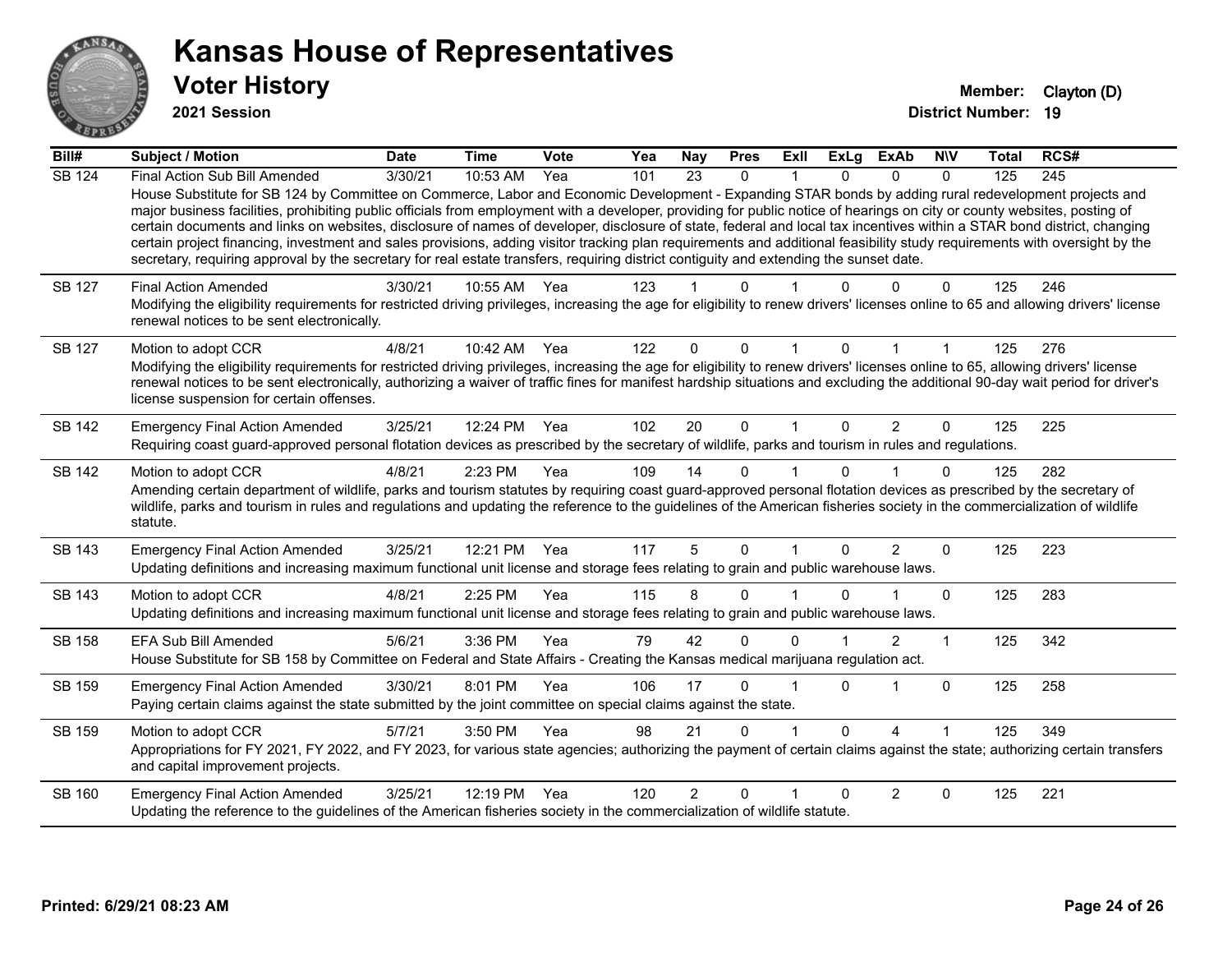# Kansas House of Representatives

## Voter History

**2021 Session**

**Member:** Clayton (D)
**District Number:** 19

| Bill# | Subject / Motion | Date | Time | Vote | Yea | Nay | Pres | ExII | ExLg | ExAb | N\V | Total | RCS# |
|---|---|---|---|---|---|---|---|---|---|---|---|---|---|
| SB 124 | Final Action Sub Bill Amended | 3/30/21 | 10:53 AM | Yea | 101 | 23 | 0 | 1 | 0 | 0 | 0 | 125 | 245 |
| | House Substitute for SB 124 by Committee on Commerce, Labor and Economic Development - Expanding STAR bonds by adding rural redevelopment projects and major business facilities, prohibiting public officials from employment with a developer, providing for public notice of hearings on city or county websites, posting of certain documents and links on websites, disclosure of names of developer, disclosure of state, federal and local tax incentives within a STAR bond district, changing certain project financing, investment and sales provisions, adding visitor tracking plan requirements and additional feasibility study requirements with oversight by the secretary, requiring approval by the secretary for real estate transfers, requiring district contiguity and extending the sunset date. | | | | | | | | | | | | |
| SB 127 | Final Action Amended | 3/30/21 | 10:55 AM | Yea | 123 | 1 | 0 | 1 | 0 | 0 | 0 | 125 | 246 |
| | Modifying the eligibility requirements for restricted driving privileges, increasing the age for eligibility to renew drivers' licenses online to 65 and allowing drivers' license renewal notices to be sent electronically. | | | | | | | | | | | | |
| SB 127 | Motion to adopt CCR | 4/8/21 | 10:42 AM | Yea | 122 | 0 | 0 | 1 | 0 | 1 | 1 | 125 | 276 |
| | Modifying the eligibility requirements for restricted driving privileges, increasing the age for eligibility to renew drivers' licenses online to 65, allowing drivers' license renewal notices to be sent electronically, authorizing a waiver of traffic fines for manifest hardship situations and excluding the additional 90-day wait period for driver's license suspension for certain offenses. | | | | | | | | | | | | |
| SB 142 | Emergency Final Action Amended | 3/25/21 | 12:24 PM | Yea | 102 | 20 | 0 | 1 | 0 | 2 | 0 | 125 | 225 |
| | Requiring coast guard-approved personal flotation devices as prescribed by the secretary of wildlife, parks and tourism in rules and regulations. | | | | | | | | | | | | |
| SB 142 | Motion to adopt CCR | 4/8/21 | 2:23 PM | Yea | 109 | 14 | 0 | 1 | 0 | 1 | 0 | 125 | 282 |
| | Amending certain department of wildlife, parks and tourism statutes by requiring coast guard-approved personal flotation devices as prescribed by the secretary of wildlife, parks and tourism in rules and regulations and updating the reference to the guidelines of the American fisheries society in the commercialization of wildlife statute. | | | | | | | | | | | | |
| SB 143 | Emergency Final Action Amended | 3/25/21 | 12:21 PM | Yea | 117 | 5 | 0 | 1 | 0 | 2 | 0 | 125 | 223 |
| | Updating definitions and increasing maximum functional unit license and storage fees relating to grain and public warehouse laws. | | | | | | | | | | | | |
| SB 143 | Motion to adopt CCR | 4/8/21 | 2:25 PM | Yea | 115 | 8 | 0 | 1 | 0 | 1 | 0 | 125 | 283 |
| | Updating definitions and increasing maximum functional unit license and storage fees relating to grain and public warehouse laws. | | | | | | | | | | | | |
| SB 158 | EFA Sub Bill Amended | 5/6/21 | 3:36 PM | Yea | 79 | 42 | 0 | 0 | 1 | 2 | 1 | 125 | 342 |
| | House Substitute for SB 158 by Committee on Federal and State Affairs - Creating the Kansas medical marijuana regulation act. | | | | | | | | | | | | |
| SB 159 | Emergency Final Action Amended | 3/30/21 | 8:01 PM | Yea | 106 | 17 | 0 | 1 | 0 | 1 | 0 | 125 | 258 |
| | Paying certain claims against the state submitted by the joint committee on special claims against the state. | | | | | | | | | | | | |
| SB 159 | Motion to adopt CCR | 5/7/21 | 3:50 PM | Yea | 98 | 21 | 0 | 1 | 0 | 4 | 1 | 125 | 349 |
| | Appropriations for FY 2021, FY 2022, and FY 2023, for various state agencies; authorizing the payment of certain claims against the state; authorizing certain transfers and capital improvement projects. | | | | | | | | | | | | |
| SB 160 | Emergency Final Action Amended | 3/25/21 | 12:19 PM | Yea | 120 | 2 | 0 | 1 | 0 | 2 | 0 | 125 | 221 |
| | Updating the reference to the guidelines of the American fisheries society in the commercialization of wildlife statute. | | | | | | | | | | | | |

**Printed: 6/29/21 08:23 AM**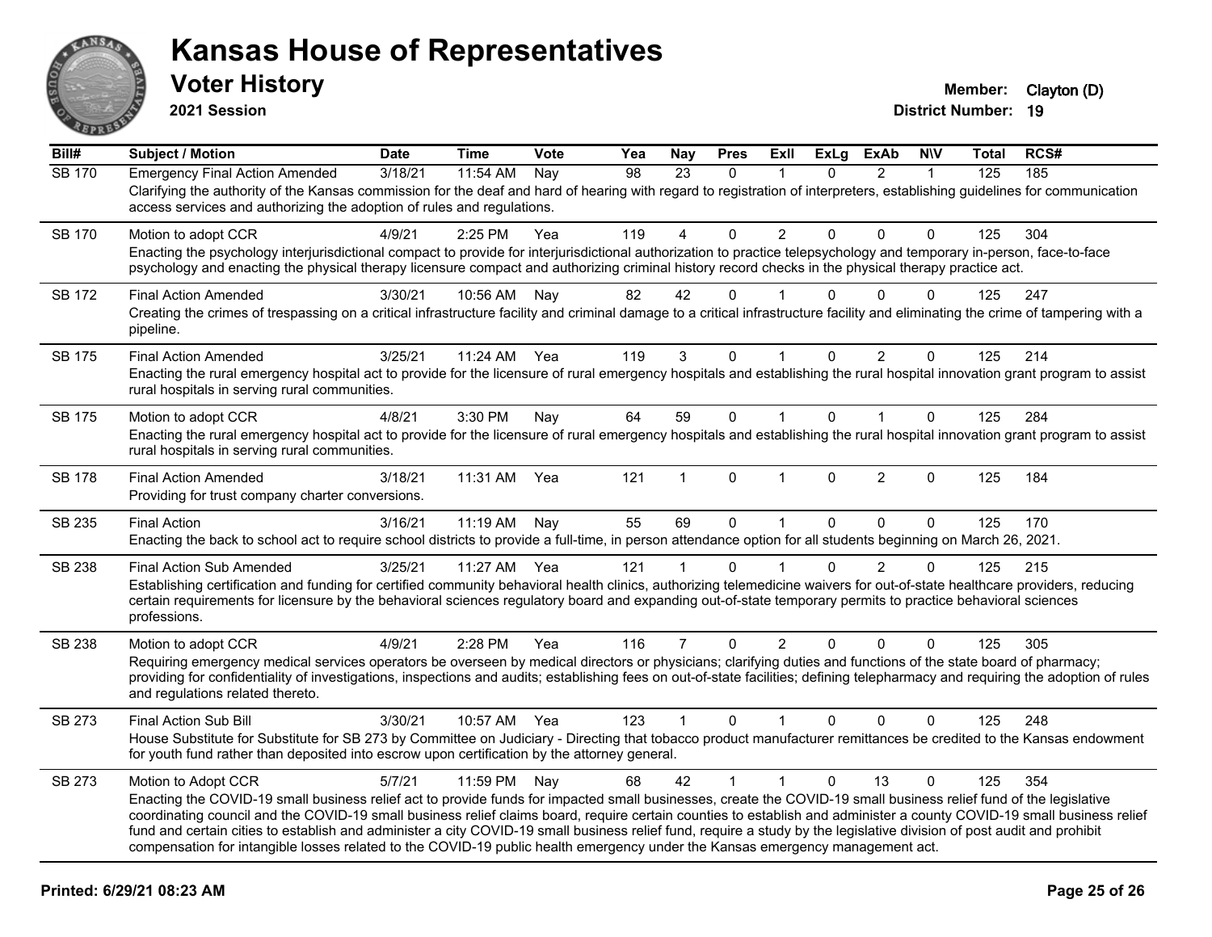# Kansas House of Representatives

## Voter History

**2021 Session**

**Member:** Clayton (D)
**District Number:** 19

| Bill# | Subject / Motion | Date | Time | Vote | Yea | Nay | Pres | ExII | ExLg | ExAb | N\V | Total | RCS# |
|---|---|---|---|---|---|---|---|---|---|---|---|---|---|
| SB 170 | Emergency Final Action Amended | 3/18/21 | 11:54 AM | Nay | 98 | 23 | 0 | 1 | 0 | 2 | 1 | 125 | 185 |
| | Clarifying the authority of the Kansas commission for the deaf and hard of hearing with regard to registration of interpreters, establishing guidelines for communication access services and authorizing the adoption of rules and regulations. | | | | | | | | | | | | |
| SB 170 | Motion to adopt CCR | 4/9/21 | 2:25 PM | Yea | 119 | 4 | 0 | 2 | 0 | 0 | 0 | 125 | 304 |
| | Enacting the psychology interjurisdictional compact to provide for interjurisdictional authorization to practice telepsychology and temporary in-person, face-to-face psychology and enacting the physical therapy licensure compact and authorizing criminal history record checks in the physical therapy practice act. | | | | | | | | | | | | |
| SB 172 | Final Action Amended | 3/30/21 | 10:56 AM | Nay | 82 | 42 | 0 | 1 | 0 | 0 | 0 | 125 | 247 |
| | Creating the crimes of trespassing on a critical infrastructure facility and criminal damage to a critical infrastructure facility and eliminating the crime of tampering with a pipeline. | | | | | | | | | | | | |
| SB 175 | Final Action Amended | 3/25/21 | 11:24 AM | Yea | 119 | 3 | 0 | 1 | 0 | 2 | 0 | 125 | 214 |
| | Enacting the rural emergency hospital act to provide for the licensure of rural emergency hospitals and establishing the rural hospital innovation grant program to assist rural hospitals in serving rural communities. | | | | | | | | | | | | |
| SB 175 | Motion to adopt CCR | 4/8/21 | 3:30 PM | Nay | 64 | 59 | 0 | 1 | 0 | 1 | 0 | 125 | 284 |
| | Enacting the rural emergency hospital act to provide for the licensure of rural emergency hospitals and establishing the rural hospital innovation grant program to assist rural hospitals in serving rural communities. | | | | | | | | | | | | |
| SB 178 | Final Action Amended | 3/18/21 | 11:31 AM | Yea | 121 | 1 | 0 | 1 | 0 | 2 | 0 | 125 | 184 |
| | Providing for trust company charter conversions. | | | | | | | | | | | | |
| SB 235 | Final Action | 3/16/21 | 11:19 AM | Nay | 55 | 69 | 0 | 1 | 0 | 0 | 0 | 125 | 170 |
| | Enacting the back to school act to require school districts to provide a full-time, in person attendance option for all students beginning on March 26, 2021. | | | | | | | | | | | | |
| SB 238 | Final Action Sub Amended | 3/25/21 | 11:27 AM | Yea | 121 | 1 | 0 | 1 | 0 | 2 | 0 | 125 | 215 |
| | Establishing certification and funding for certified community behavioral health clinics, authorizing telemedicine waivers for out-of-state healthcare providers, reducing certain requirements for licensure by the behavioral sciences regulatory board and expanding out-of-state temporary permits to practice behavioral sciences professions. | | | | | | | | | | | | |
| SB 238 | Motion to adopt CCR | 4/9/21 | 2:28 PM | Yea | 116 | 7 | 0 | 2 | 0 | 0 | 0 | 125 | 305 |
| | Requiring emergency medical services operators be overseen by medical directors or physicians; clarifying duties and functions of the state board of pharmacy; providing for confidentiality of investigations, inspections and audits; establishing fees on out-of-state facilities; defining telepharmacy and requiring the adoption of rules and regulations related thereto. | | | | | | | | | | | | |
| SB 273 | Final Action Sub Bill | 3/30/21 | 10:57 AM | Yea | 123 | 1 | 0 | 1 | 0 | 0 | 0 | 125 | 248 |
| | House Substitute for Substitute for SB 273 by Committee on Judiciary - Directing that tobacco product manufacturer remittances be credited to the Kansas endowment for youth fund rather than deposited into escrow upon certification by the attorney general. | | | | | | | | | | | | |
| SB 273 | Motion to Adopt CCR | 5/7/21 | 11:59 PM | Nay | 68 | 42 | 1 | 1 | 0 | 13 | 0 | 125 | 354 |
| | Enacting the COVID-19 small business relief act to provide funds for impacted small businesses, create the COVID-19 small business relief fund of the legislative coordinating council and the COVID-19 small business relief claims board, require certain counties to establish and administer a county COVID-19 small business relief fund and certain cities to establish and administer a city COVID-19 small business relief fund, require a study by the legislative division of post audit and prohibit compensation for intangible losses related to the COVID-19 public health emergency under the Kansas emergency management act. | | | | | | | | | | | | |

**Printed: 6/29/21 08:23 AM**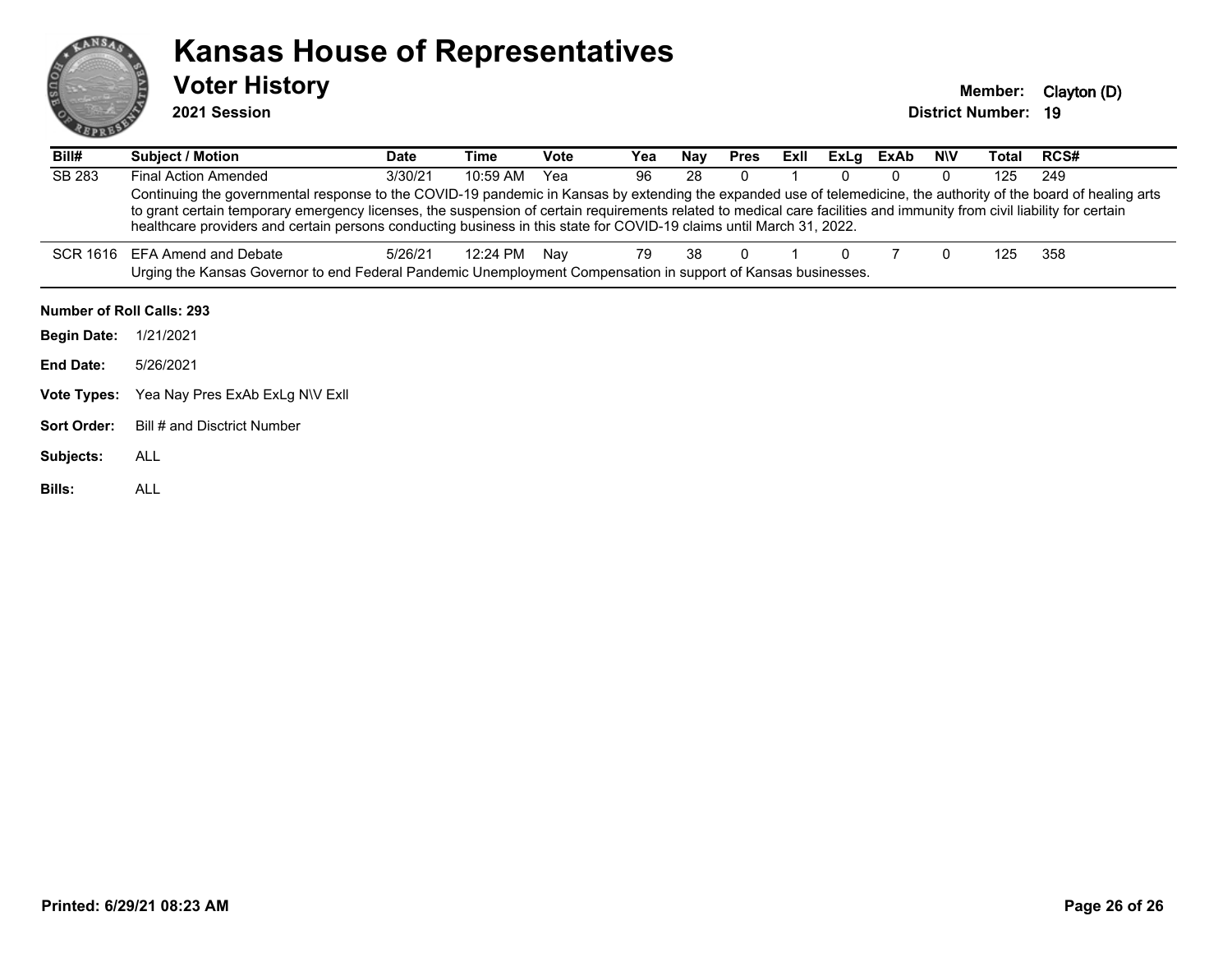# Kansas House of Representatives

## Voter History

**2021 Session**

**Member:** Clayton (D)
**District Number:** 19

| Bill# | Subject / Motion | Date | Time | Vote | Yea | Nay | Pres | ExII | ExLg | ExAb | N\V | Total | RCS# |
|---|---|---|---|---|---|---|---|---|---|---|---|---|---|
| SB 283 | Final Action Amended | 3/30/21 | 10:59 AM | Yea | 96 | 28 | 0 | 1 | 0 | 0 | 0 | 125 | 249 |
| | Continuing the governmental response to the COVID-19 pandemic in Kansas by extending the expanded use of telemedicine, the authority of the board of healing arts to grant certain temporary emergency licenses, the suspension of certain requirements related to medical care facilities and immunity from civil liability for certain healthcare providers and certain persons conducting business in this state for COVID-19 claims until March 31, 2022. | | | | | | | | | | | | |
| SCR 1616 | EFA Amend and Debate | 5/26/21 | 12:24 PM | Nay | 79 | 38 | 0 | 1 | 0 | 7 | 0 | 125 | 358 |
| | Urging the Kansas Governor to end Federal Pandemic Unemployment Compensation in support of Kansas businesses. | | | | | | | | | | | | |

**Number of Roll Calls: 293**

**Begin Date:** 1/21/2021

**End Date:** 5/26/2021

**Vote Types:** Yea Nay Pres ExAb ExLg N\V ExII

**Sort Order:** Bill # and Disctrict Number

**Subjects:** ALL

**Bills:** ALL

**Printed: 6/29/21 08:23 AM**